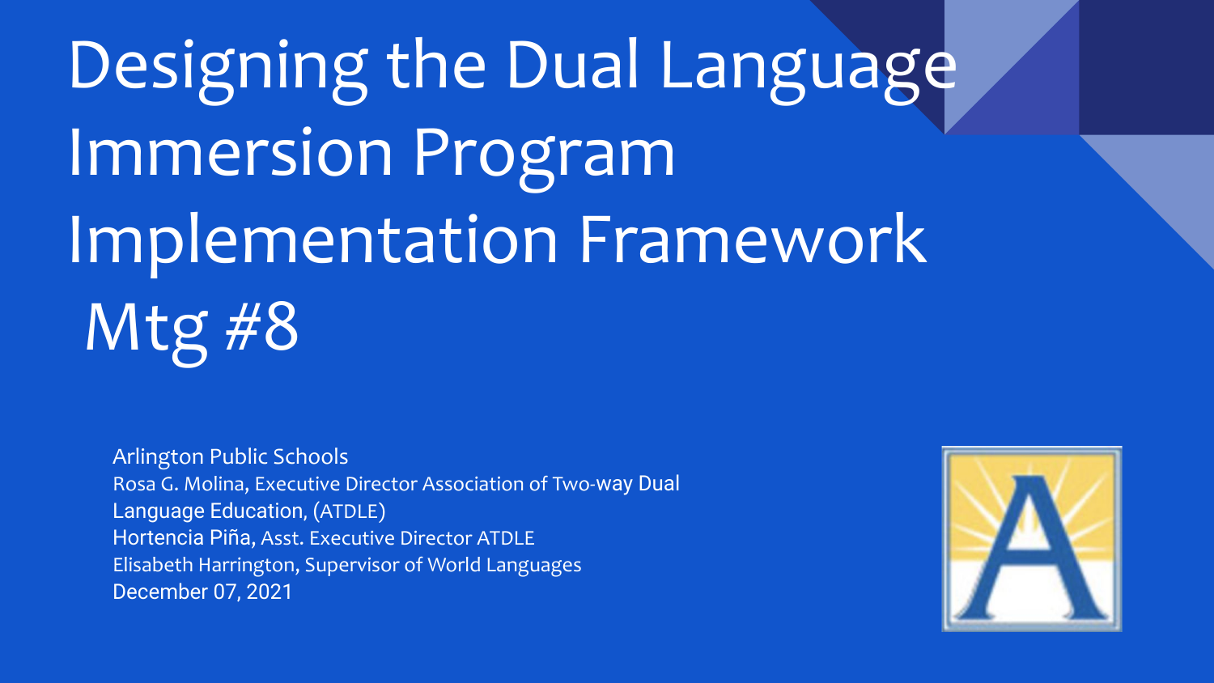# Designing the Dual Language Immersion Program Implementation Framework Mtg #8

Arlington Public Schools
Rosa G. Molina, Executive Director Association of Two-way Dual Language Education, (ATDLE)
Hortencia Piña, Asst. Executive Director ATDLE
Elisabeth Harrington, Supervisor of World Languages
December 07, 2021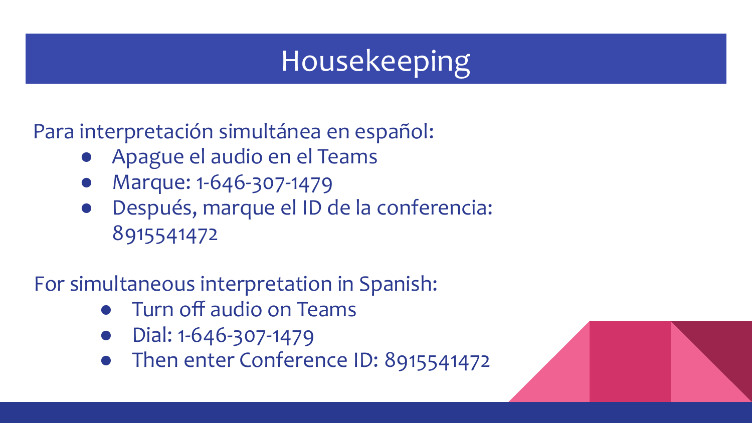# Housekeeping

Para interpretación simultánea en español:

- Apague el audio en el Teams
- Marque: 1-646-307-1479
- Después, marque el ID de la conferencia: 8915541472

For simultaneous interpretation in Spanish:

- Turn off audio on Teams
- Dial: 1-646-307-1479
- Then enter Conference ID: 8915541472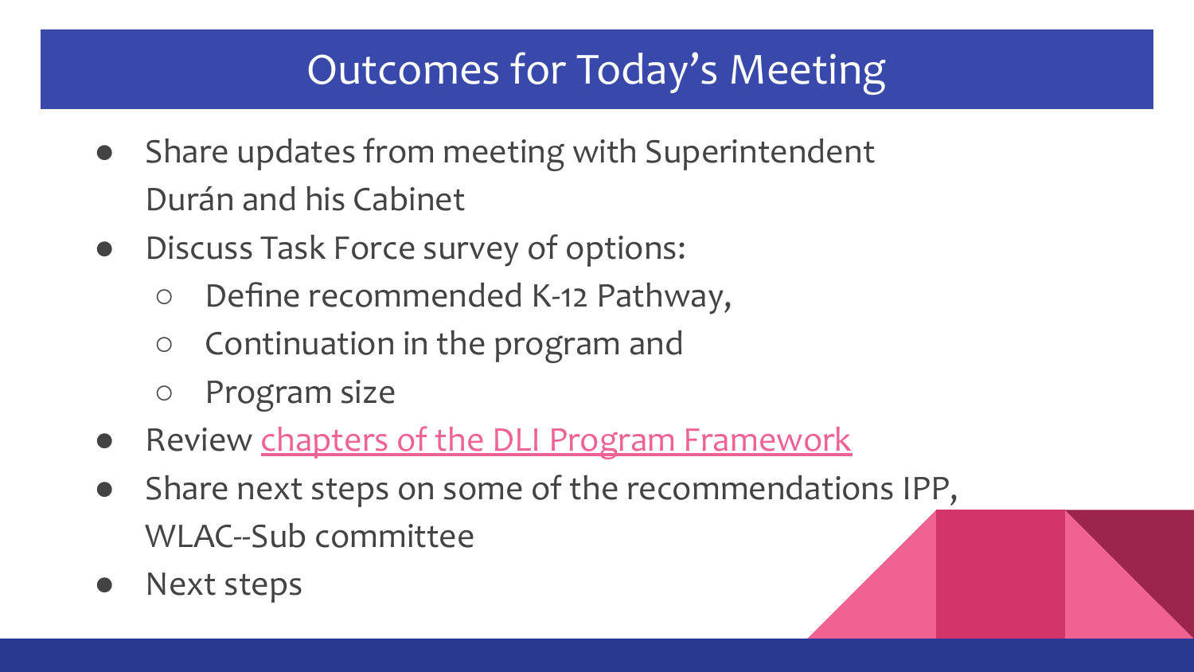# Outcomes for Today's Meeting

- Share updates from meeting with Superintendent Durán and his Cabinet
- Discuss Task Force survey of options:
  - Define recommended K-12 Pathway,
  - Continuation in the program and
  - Program size
- Review chapters of the DLI Program Framework
- Share next steps on some of the recommendations IPP, WLAC--Sub committee
- Next steps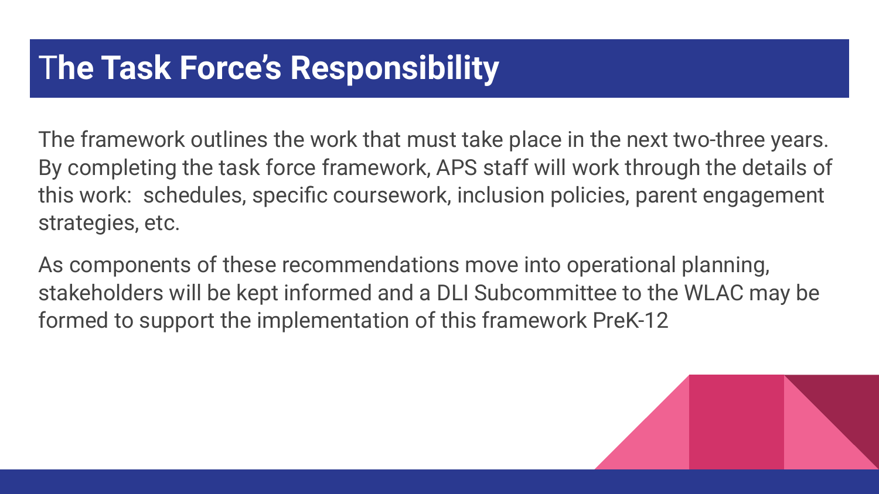# The Task Force's Responsibility

The framework outlines the work that must take place in the next two-three years. By completing the task force framework, APS staff will work through the details of this work:  schedules, specific coursework, inclusion policies, parent engagement strategies, etc.

As components of these recommendations move into operational planning, stakeholders will be kept informed and a DLI Subcommittee to the WLAC may be formed to support the implementation of this framework PreK-12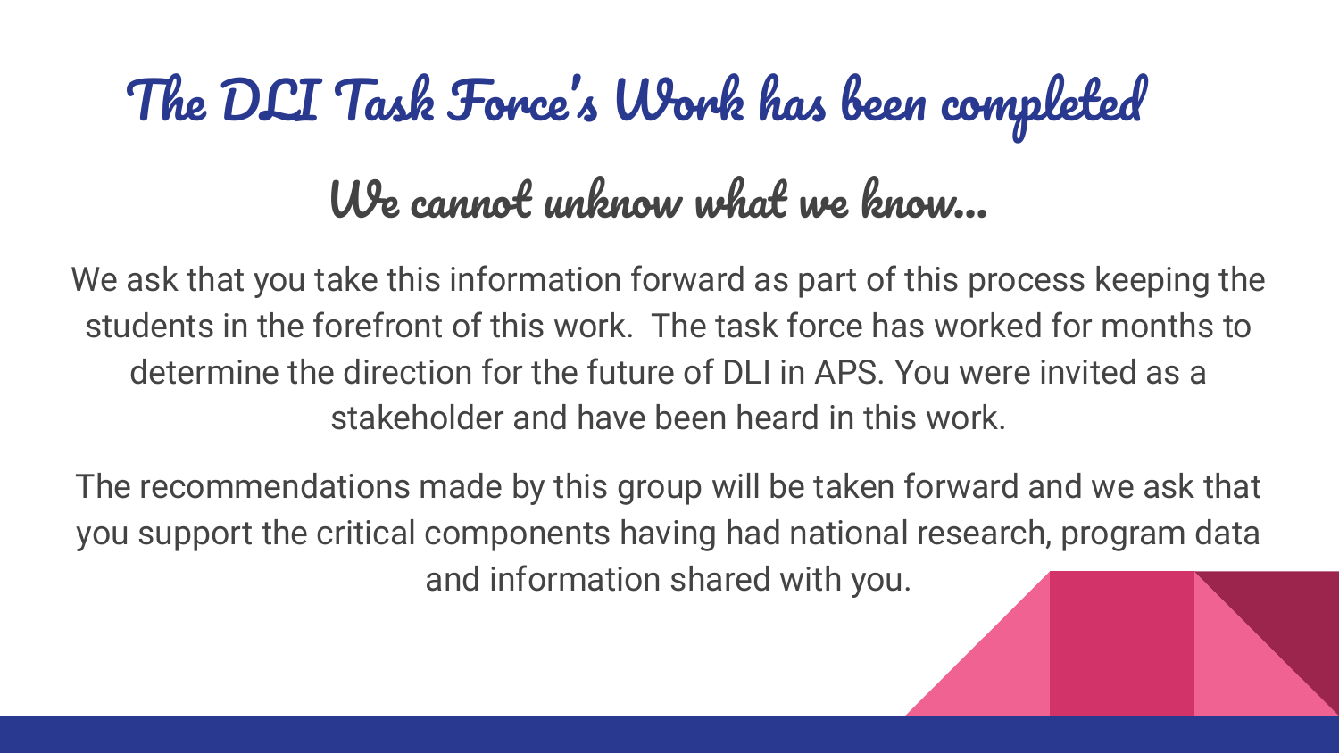# The DLI Task Force's Work has been completed

## We cannot unknow what we know...

We ask that you take this information forward as part of this process keeping the students in the forefront of this work. The task force has worked for months to determine the direction for the future of DLI in APS. You were invited as a stakeholder and have been heard in this work.

The recommendations made by this group will be taken forward and we ask that you support the critical components having had national research, program data and information shared with you.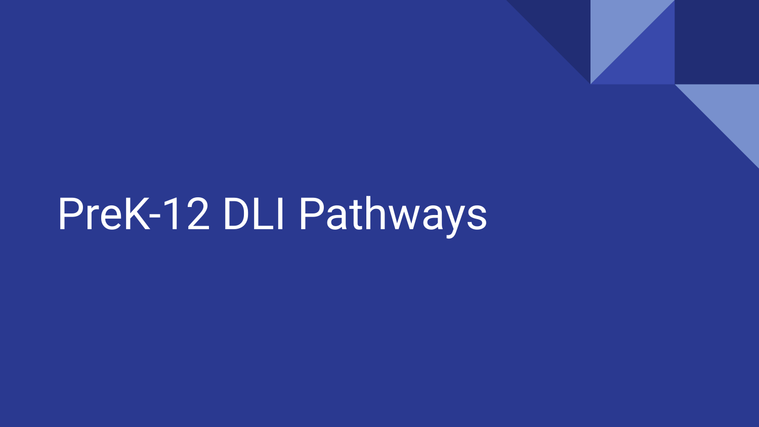# PreK-12 DLI Pathways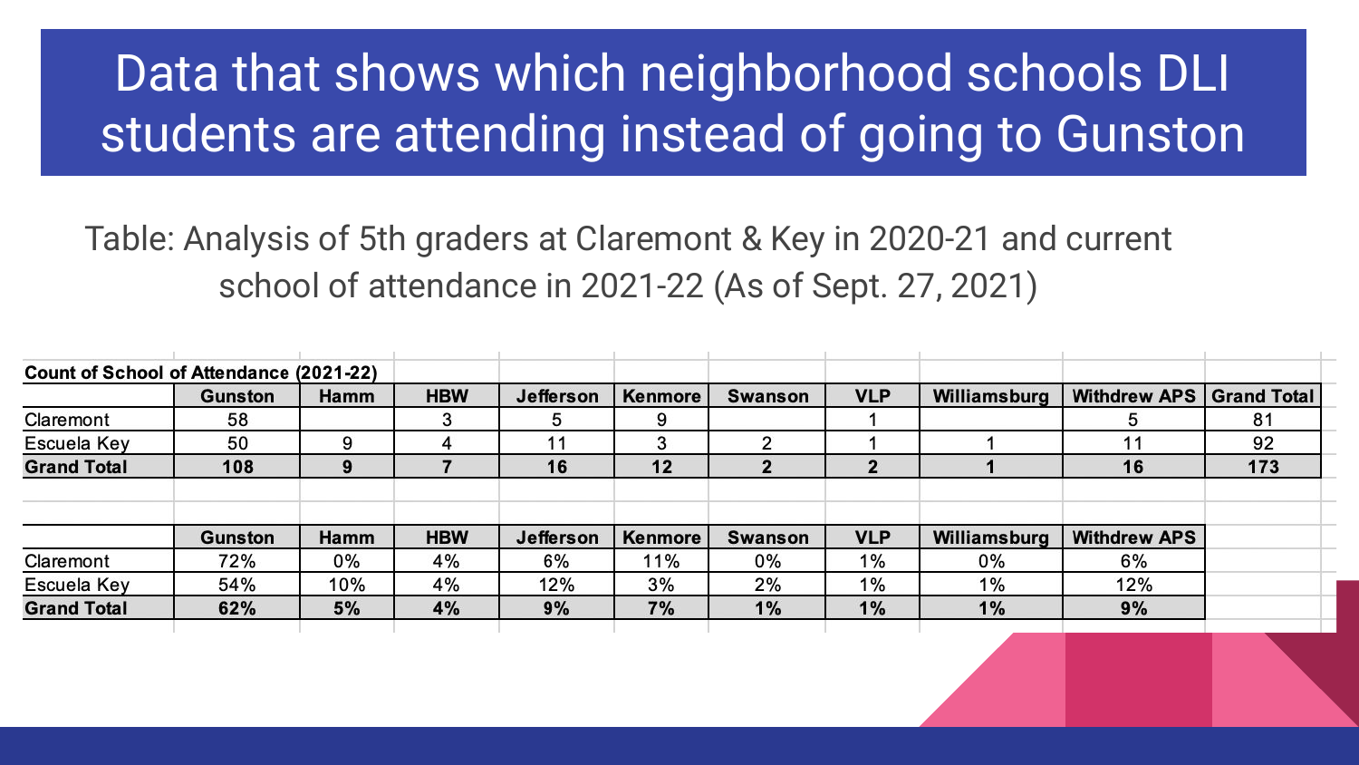# Data that shows which neighborhood schools DLI students are attending instead of going to Gunston

Table: Analysis of 5th graders at Claremont & Key in 2020-21 and current school of attendance in 2021-22 (As of Sept. 27, 2021)

**Count of School of Attendance (2021-22)**

| | Gunston | Hamm | HBW | Jefferson | Kenmore | Swanson | VLP | Williamsburg | Withdrew APS | Grand Total |
|---|---|---|---|---|---|---|---|---|---|---|
| Claremont | 58 | | 3 | 5 | 9 | | 1 | | 5 | 81 |
| Escuela Key | 50 | 9 | 4 | 11 | 3 | 2 | 1 | 1 | 11 | 92 |
| **Grand Total** | **108** | **9** | **7** | **16** | **12** | **2** | **2** | **1** | **16** | **173** |

| | Gunston | Hamm | HBW | Jefferson | Kenmore | Swanson | VLP | Williamsburg | Withdrew APS |
|---|---|---|---|---|---|---|---|---|---|
| Claremont | 72% | 0% | 4% | 6% | 11% | 0% | 1% | 0% | 6% |
| Escuela Key | 54% | 10% | 4% | 12% | 3% | 2% | 1% | 1% | 12% |
| **Grand Total** | **62%** | **5%** | **4%** | **9%** | **7%** | **1%** | **1%** | **1%** | **9%** |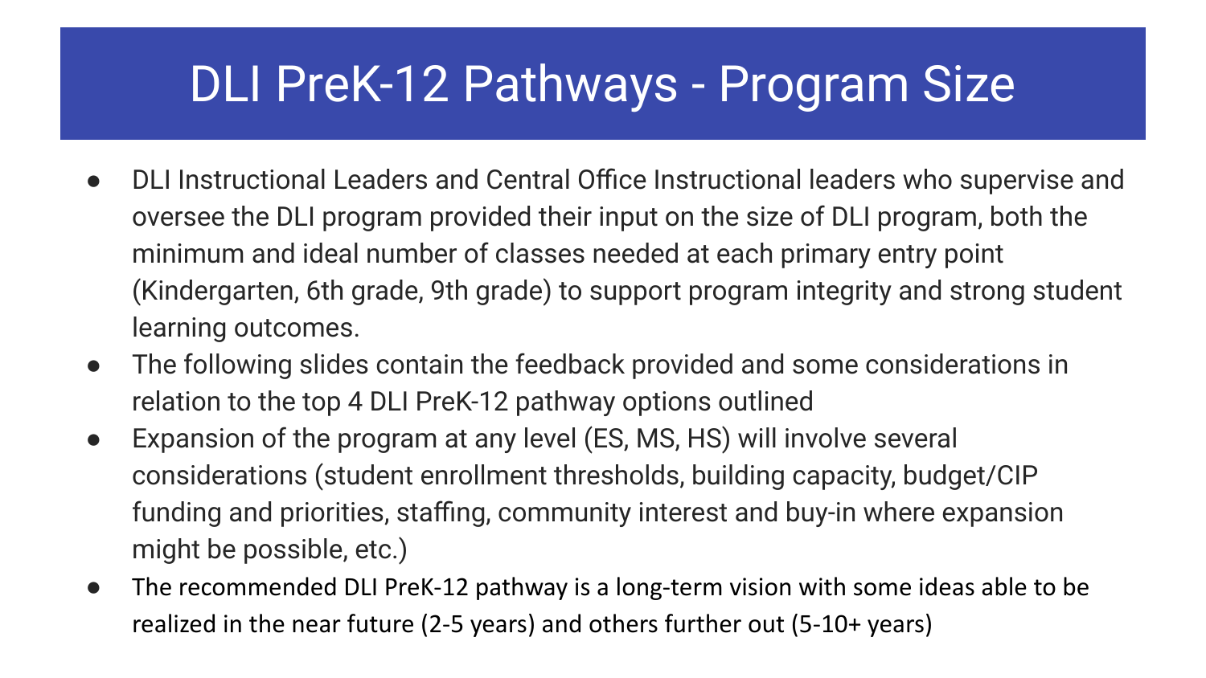# DLI PreK-12 Pathways - Program Size

- DLI Instructional Leaders and Central Office Instructional leaders who supervise and oversee the DLI program provided their input on the size of DLI program, both the minimum and ideal number of classes needed at each primary entry point (Kindergarten, 6th grade, 9th grade) to support program integrity and strong student learning outcomes.
- The following slides contain the feedback provided and some considerations in relation to the top 4 DLI PreK-12 pathway options outlined
- Expansion of the program at any level (ES, MS, HS) will involve several considerations (student enrollment thresholds, building capacity, budget/CIP funding and priorities, staffing, community interest and buy-in where expansion might be possible, etc.)
- The recommended DLI PreK-12 pathway is a long-term vision with some ideas able to be realized in the near future (2-5 years) and others further out (5-10+ years)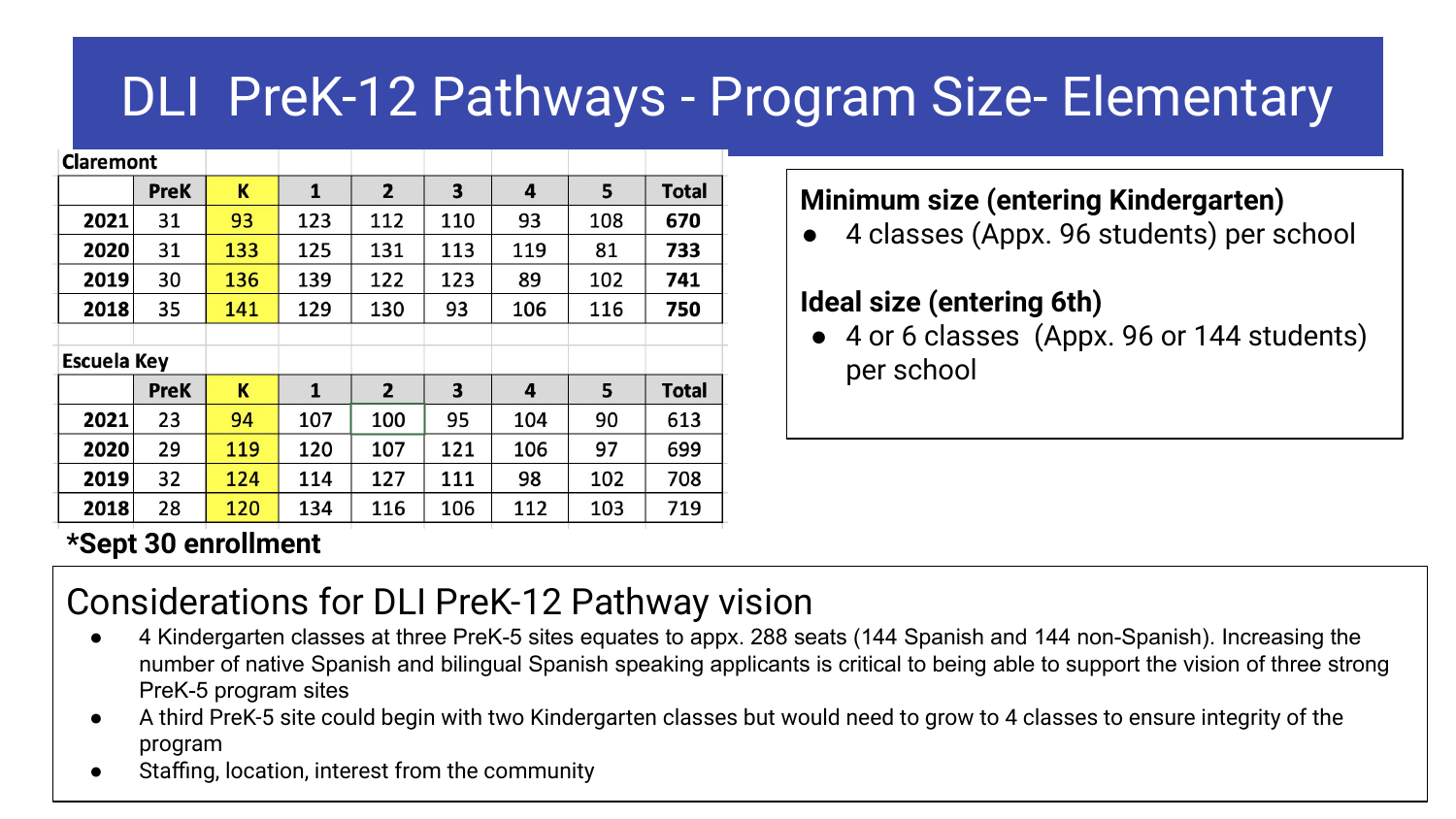# DLI PreK-12 Pathways - Program Size- Elementary

**Claremont**

| | PreK | K | 1 | 2 | 3 | 4 | 5 | Total |
|---|---|---|---|---|---|---|---|---|
| **2021** | 31 | 93 | 123 | 112 | 110 | 93 | 108 | **670** |
| **2020** | 31 | 133 | 125 | 131 | 113 | 119 | 81 | **733** |
| **2019** | 30 | 136 | 139 | 122 | 123 | 89 | 102 | **741** |
| **2018** | 35 | 141 | 129 | 130 | 93 | 106 | 116 | **750** |

**Escuela Key**

| | PreK | K | 1 | 2 | 3 | 4 | 5 | Total |
|---|---|---|---|---|---|---|---|---|
| **2021** | 23 | 94 | 107 | 100 | 95 | 104 | 90 | 613 |
| **2020** | 29 | 119 | 120 | 107 | 121 | 106 | 97 | 699 |
| **2019** | 32 | 124 | 114 | 127 | 111 | 98 | 102 | 708 |
| **2018** | 28 | 120 | 134 | 116 | 106 | 112 | 103 | 719 |

**\*Sept 30 enrollment**

**Minimum size (entering Kindergarten)**

- 4 classes (Appx. 96 students) per school

**Ideal size (entering 6th)**

- 4 or 6 classes (Appx. 96 or 144 students) per school

## Considerations for DLI PreK-12 Pathway vision

- 4 Kindergarten classes at three PreK-5 sites equates to appx. 288 seats (144 Spanish and 144 non-Spanish). Increasing the number of native Spanish and bilingual Spanish speaking applicants is critical to being able to support the vision of three strong PreK-5 program sites
- A third PreK-5 site could begin with two Kindergarten classes but would need to grow to 4 classes to ensure integrity of the program
- Staffing, location, interest from the community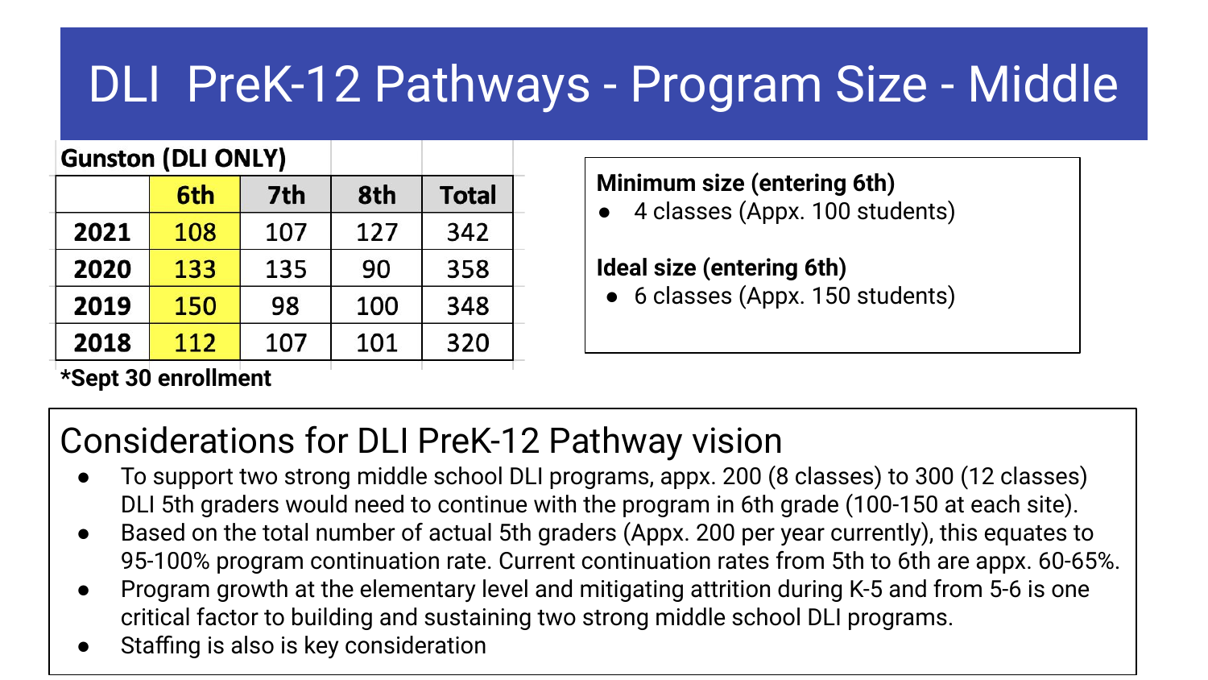# DLI PreK-12 Pathways - Program Size - Middle

**Gunston (DLI ONLY)**

| | 6th | 7th | 8th | Total |
|---|---|---|---|---|
| **2021** | 108 | 107 | 127 | 342 |
| **2020** | 133 | 135 | 90 | 358 |
| **2019** | 150 | 98 | 100 | 348 |
| **2018** | 112 | 107 | 101 | 320 |

**\*Sept 30 enrollment**

**Minimum size (entering 6th)**

- 4 classes (Appx. 100 students)

**Ideal size (entering 6th)**

- 6 classes (Appx. 150 students)

## Considerations for DLI PreK-12 Pathway vision

- To support two strong middle school DLI programs, appx. 200 (8 classes) to 300 (12 classes) DLI 5th graders would need to continue with the program in 6th grade (100-150 at each site).
- Based on the total number of actual 5th graders (Appx. 200 per year currently), this equates to 95-100% program continuation rate. Current continuation rates from 5th to 6th are appx. 60-65%.
- Program growth at the elementary level and mitigating attrition during K-5 and from 5-6 is one critical factor to building and sustaining two strong middle school DLI programs.
- Staffing is also is key consideration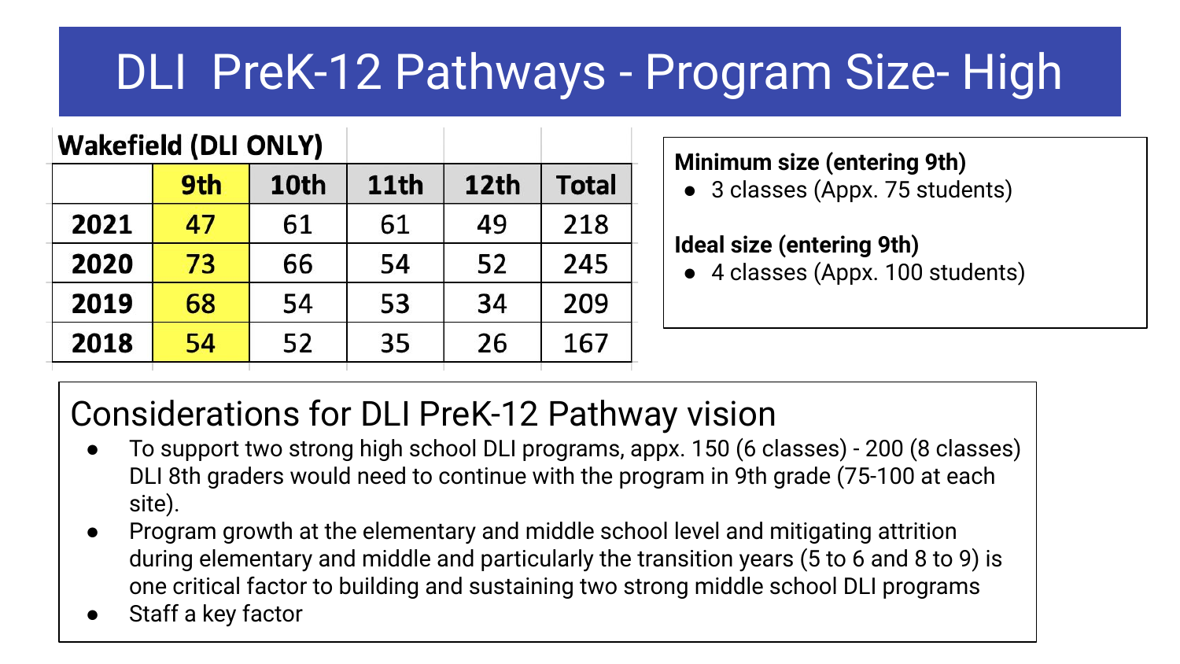# DLI PreK-12 Pathways - Program Size- High

**Wakefield (DLI ONLY)**

| | 9th | 10th | 11th | 12th | Total |
|---|---|---|---|---|---|
| **2021** | 47 | 61 | 61 | 49 | 218 |
| **2020** | 73 | 66 | 54 | 52 | 245 |
| **2019** | 68 | 54 | 53 | 34 | 209 |
| **2018** | 54 | 52 | 35 | 26 | 167 |

**Minimum size (entering 9th)**

- 3 classes (Appx. 75 students)

**Ideal size (entering 9th)**

- 4 classes (Appx. 100 students)

## Considerations for DLI PreK-12 Pathway vision

- To support two strong high school DLI programs, appx. 150 (6 classes) - 200 (8 classes) DLI 8th graders would need to continue with the program in 9th grade (75-100 at each site).
- Program growth at the elementary and middle school level and mitigating attrition during elementary and middle and particularly the transition years (5 to 6 and 8 to 9) is one critical factor to building and sustaining two strong middle school DLI programs
- Staff a key factor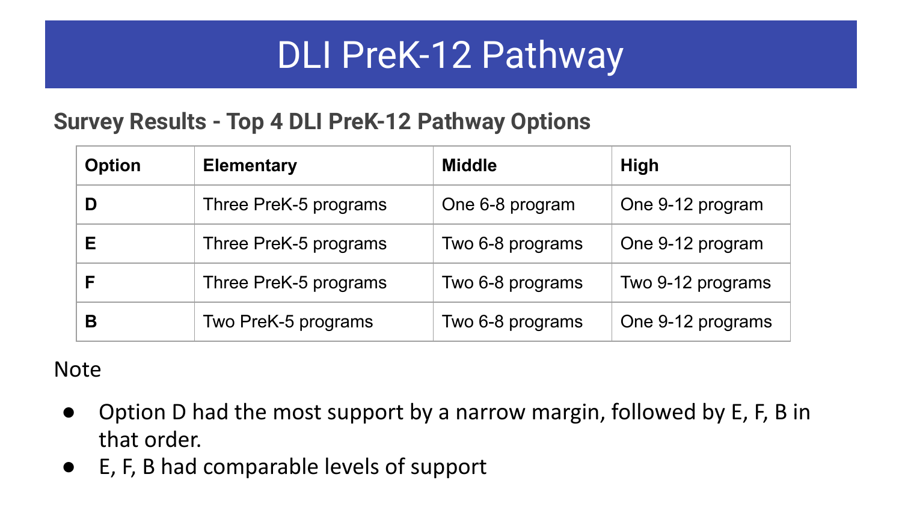# DLI PreK-12 Pathway

## Survey Results - Top 4 DLI PreK-12 Pathway Options

| Option | Elementary | Middle | High |
|---|---|---|---|
| **D** | Three PreK-5 programs | One 6-8 program | One 9-12 program |
| **E** | Three PreK-5 programs | Two 6-8 programs | One 9-12 program |
| **F** | Three PreK-5 programs | Two 6-8 programs | Two 9-12 programs |
| **B** | Two PreK-5 programs | Two 6-8 programs | One 9-12 programs |

Note

- Option D had the most support by a narrow margin, followed by E, F, B in that order.
- E, F, B had comparable levels of support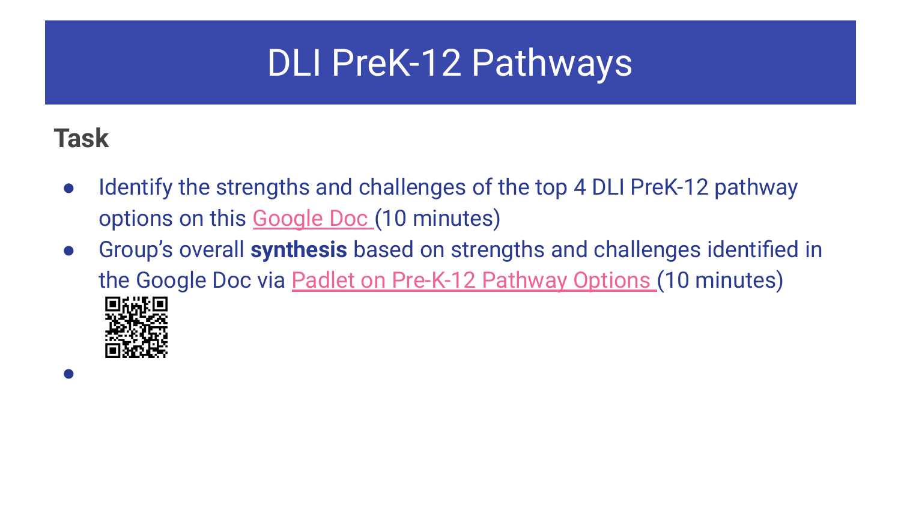# DLI PreK-12 Pathways

**Task**

- Identify the strengths and challenges of the top 4 DLI PreK-12 pathway options on this Google Doc (10 minutes)
- Group's overall **synthesis** based on strengths and challenges identified in the Google Doc via Padlet on Pre-K-12 Pathway Options (10 minutes)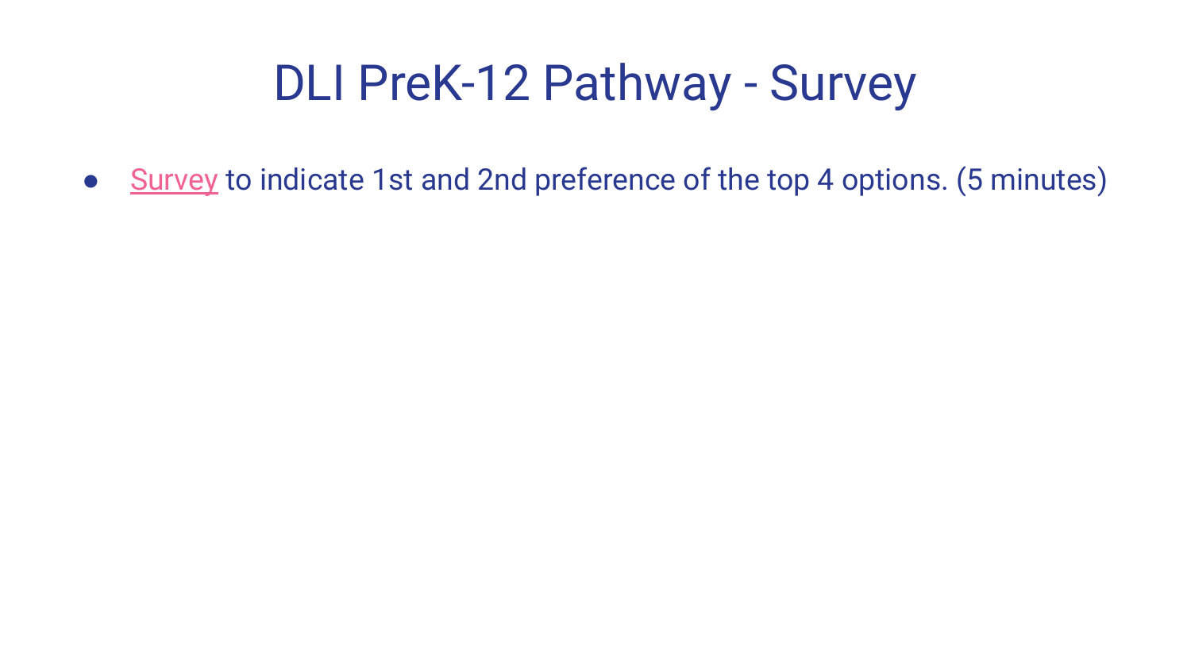# DLI PreK-12 Pathway - Survey

- Survey to indicate 1st and 2nd preference of the top 4 options. (5 minutes)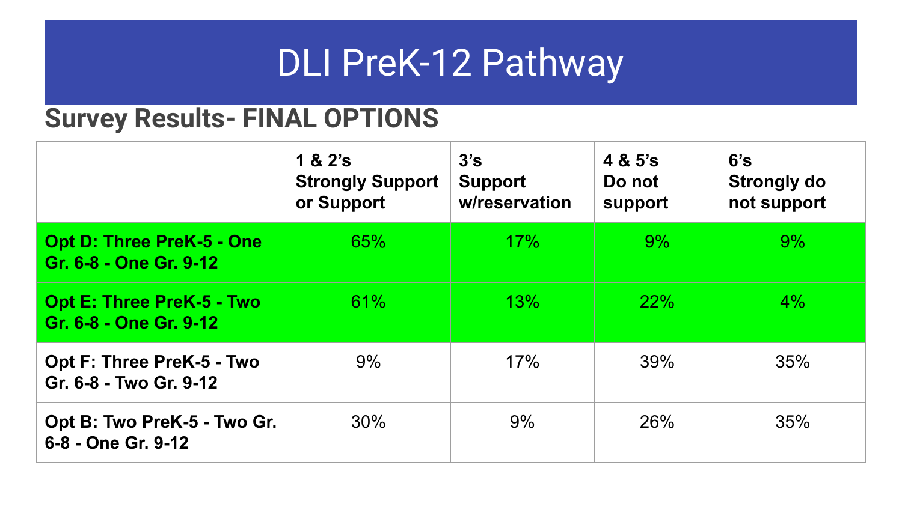# DLI PreK-12 Pathway

## Survey Results- FINAL OPTIONS

| | 1 & 2's Strongly Support or Support | 3's Support w/reservation | 4 & 5's Do not support | 6's Strongly do not support |
|---|---|---|---|---|
| **Opt D: Three PreK-5 - One Gr. 6-8 - One Gr. 9-12** | 65% | 17% | 9% | 9% |
| **Opt E: Three PreK-5 - Two Gr. 6-8 - One Gr. 9-12** | 61% | 13% | 22% | 4% |
| **Opt F: Three PreK-5 - Two Gr. 6-8 - Two Gr. 9-12** | 9% | 17% | 39% | 35% |
| **Opt B: Two PreK-5 - Two Gr. 6-8 - One Gr. 9-12** | 30% | 9% | 26% | 35% |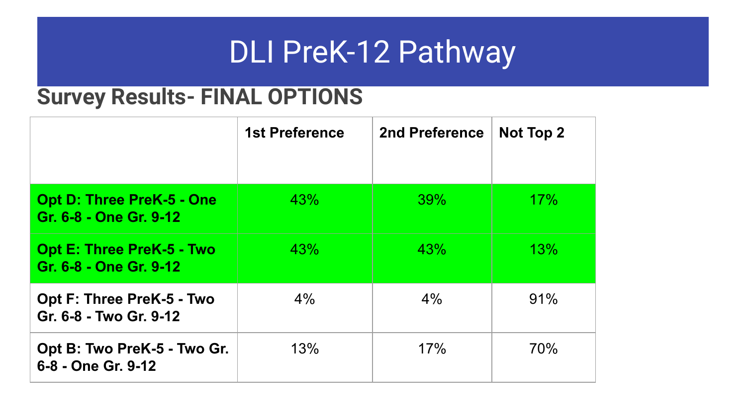# DLI PreK-12 Pathway

## Survey Results- FINAL OPTIONS

| | 1st Preference | 2nd Preference | Not Top 2 |
|---|---|---|---|
| **Opt D: Three PreK-5 - One Gr. 6-8 - One Gr. 9-12** | 43% | 39% | 17% |
| **Opt E: Three PreK-5 - Two Gr. 6-8 - One Gr. 9-12** | 43% | 43% | 13% |
| **Opt F: Three PreK-5 - Two Gr. 6-8 - Two Gr. 9-12** | 4% | 4% | 91% |
| **Opt B: Two PreK-5 - Two Gr. 6-8 - One Gr. 9-12** | 13% | 17% | 70% |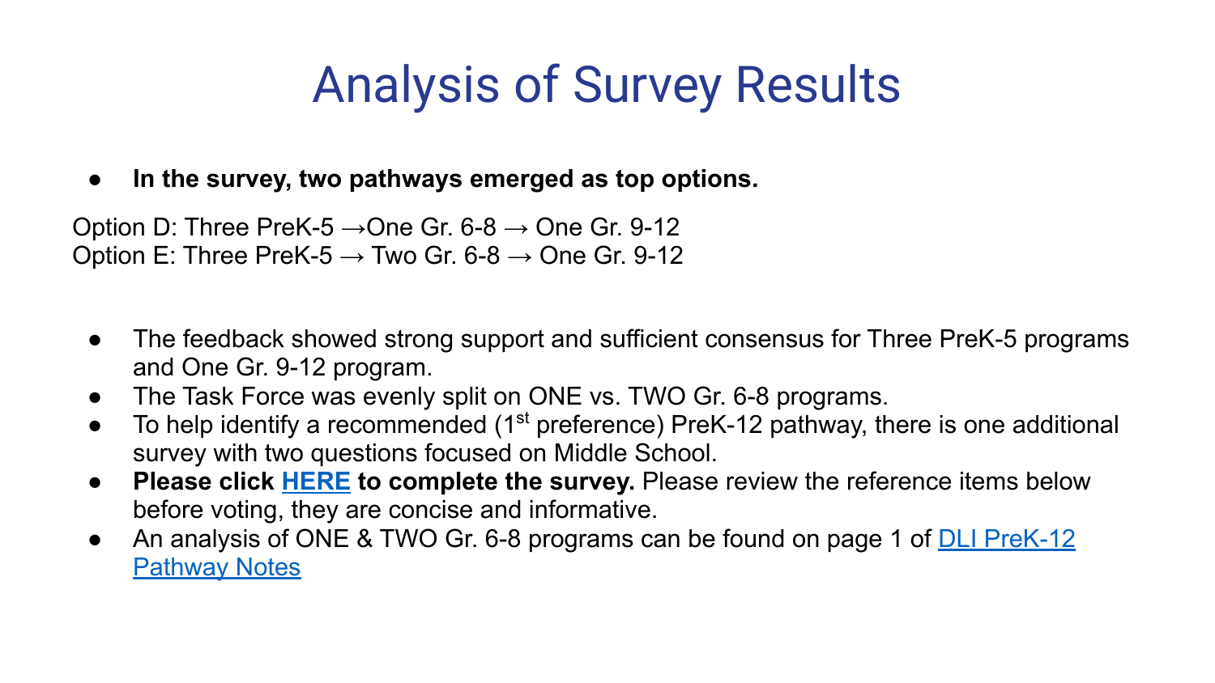# Analysis of Survey Results

- **In the survey, two pathways emerged as top options.**

Option D: Three PreK-5 →One Gr. 6-8 → One Gr. 9-12
Option E: Three PreK-5 → Two Gr. 6-8 → One Gr. 9-12

- The feedback showed strong support and sufficient consensus for Three PreK-5 programs and One Gr. 9-12 program.
- The Task Force was evenly split on ONE vs. TWO Gr. 6-8 programs.
- To help identify a recommended (1st preference) PreK-12 pathway, there is one additional survey with two questions focused on Middle School.
- **Please click HERE to complete the survey.** Please review the reference items below before voting, they are concise and informative.
- An analysis of ONE & TWO Gr. 6-8 programs can be found on page 1 of DLI PreK-12 Pathway Notes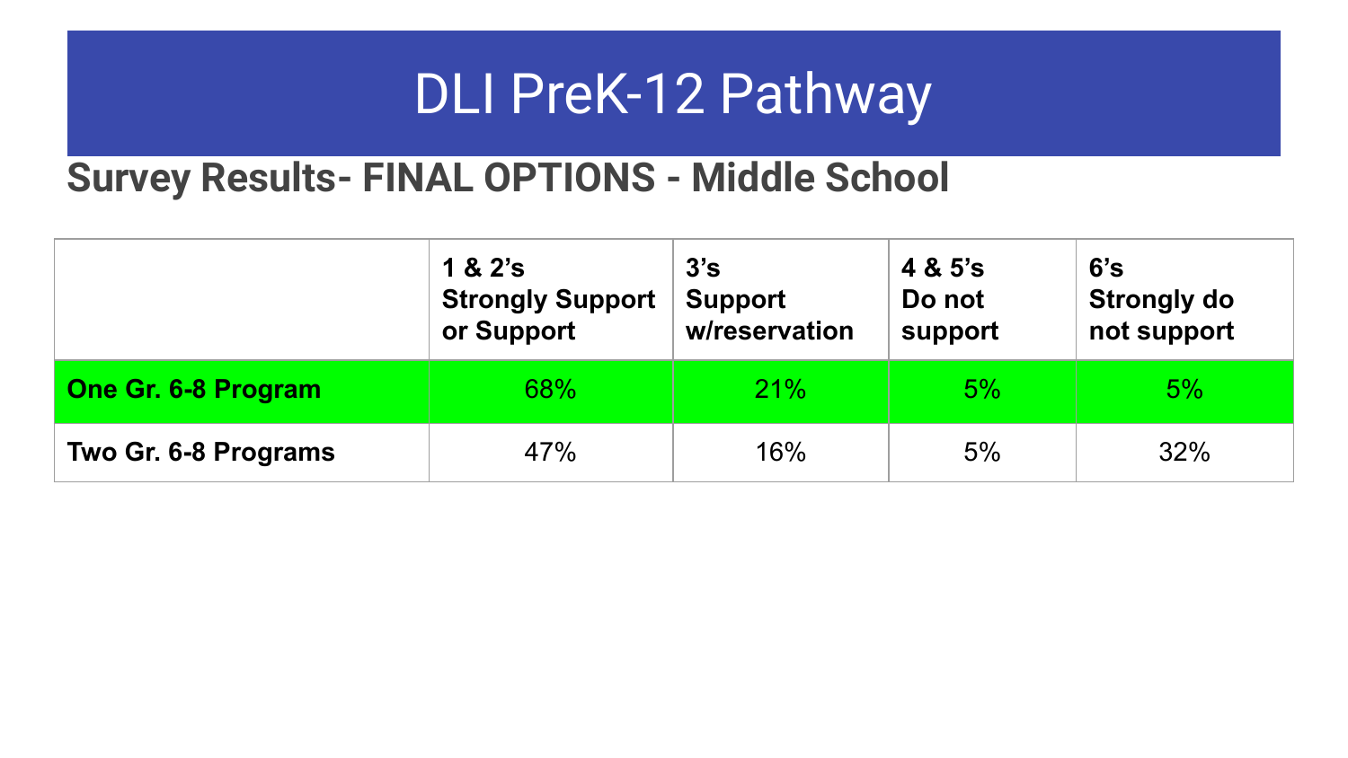# DLI PreK-12 Pathway

## Survey Results- FINAL OPTIONS - Middle School

| | **1 & 2's Strongly Support or Support** | **3's Support w/reservation** | **4 & 5's Do not support** | **6's Strongly do not support** |
|---|---|---|---|---|
| **One Gr. 6-8 Program** | 68% | 21% | 5% | 5% |
| **Two Gr. 6-8 Programs** | 47% | 16% | 5% | 32% |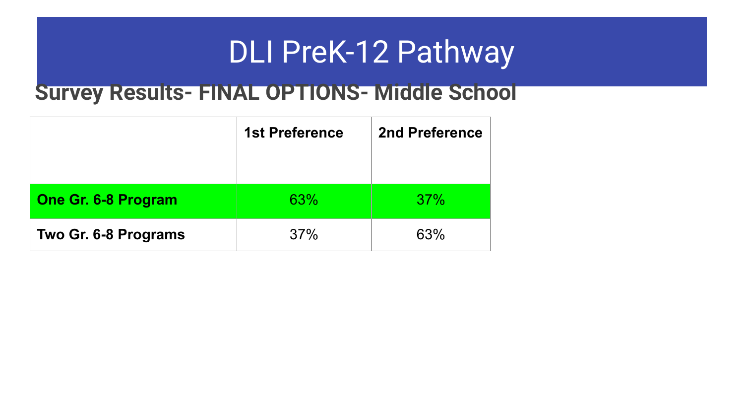# DLI PreK-12 Pathway

## Survey Results- FINAL OPTIONS- Middle School

| | 1st Preference | 2nd Preference |
|---|---|---|
| **One Gr. 6-8 Program** | 63% | 37% |
| **Two Gr. 6-8 Programs** | 37% | 63% |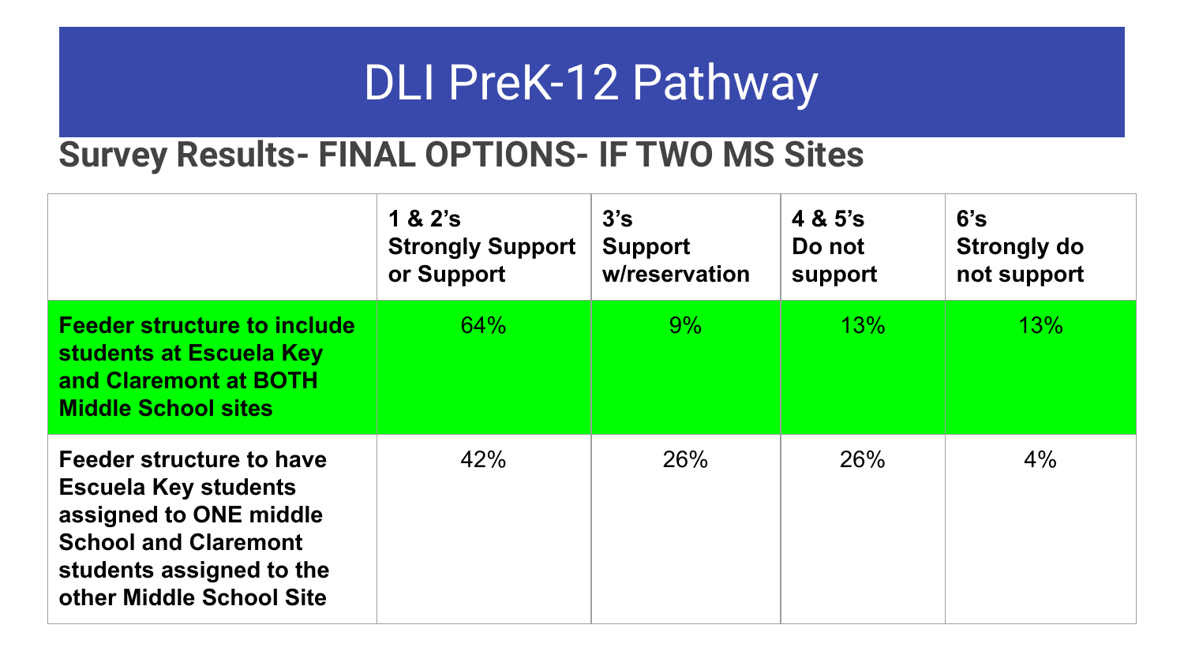# DLI PreK-12 Pathway

## Survey Results- FINAL OPTIONS- IF TWO MS Sites

| | **1 & 2's Strongly Support or Support** | **3's Support w/reservation** | **4 & 5's Do not support** | **6's Strongly do not support** |
|---|---|---|---|---|
| **Feeder structure to include students at Escuela Key and Claremont at BOTH Middle School sites** | 64% | 9% | 13% | 13% |
| **Feeder structure to have Escuela Key students assigned to ONE middle School and Claremont students assigned to the other Middle School Site** | 42% | 26% | 26% | 4% |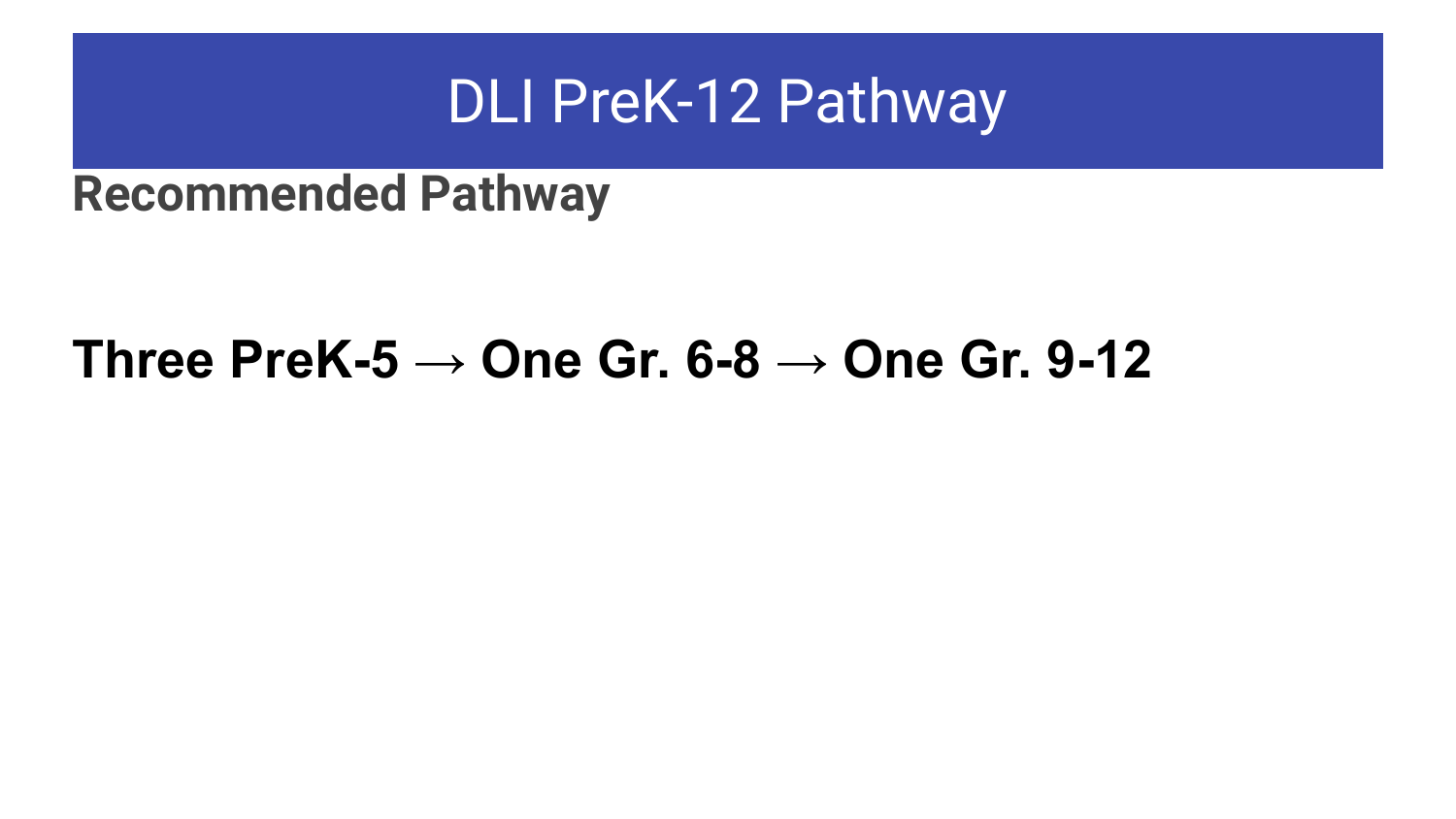# DLI PreK-12 Pathway

## Recommended Pathway

**Three PreK-5 → One Gr. 6-8 → One Gr. 9-12**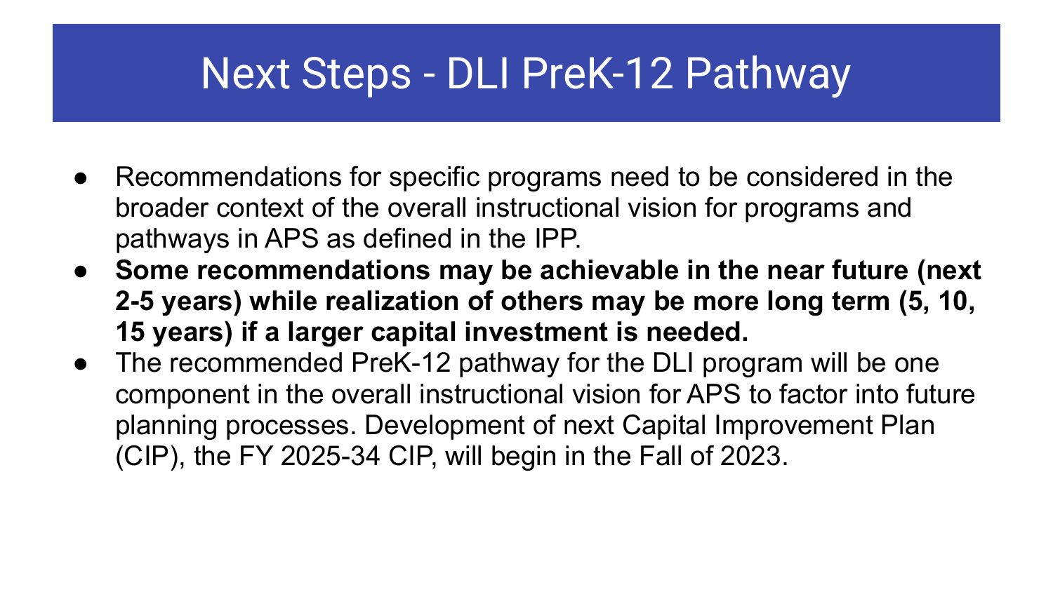# Next Steps - DLI PreK-12 Pathway

- Recommendations for specific programs need to be considered in the broader context of the overall instructional vision for programs and pathways in APS as defined in the IPP.
- **Some recommendations may be achievable in the near future (next 2-5 years) while realization of others may be more long term (5, 10, 15 years) if a larger capital investment is needed.**
- The recommended PreK-12 pathway for the DLI program will be one component in the overall instructional vision for APS to factor into future planning processes. Development of next Capital Improvement Plan (CIP), the FY 2025-34 CIP, will begin in the Fall of 2023.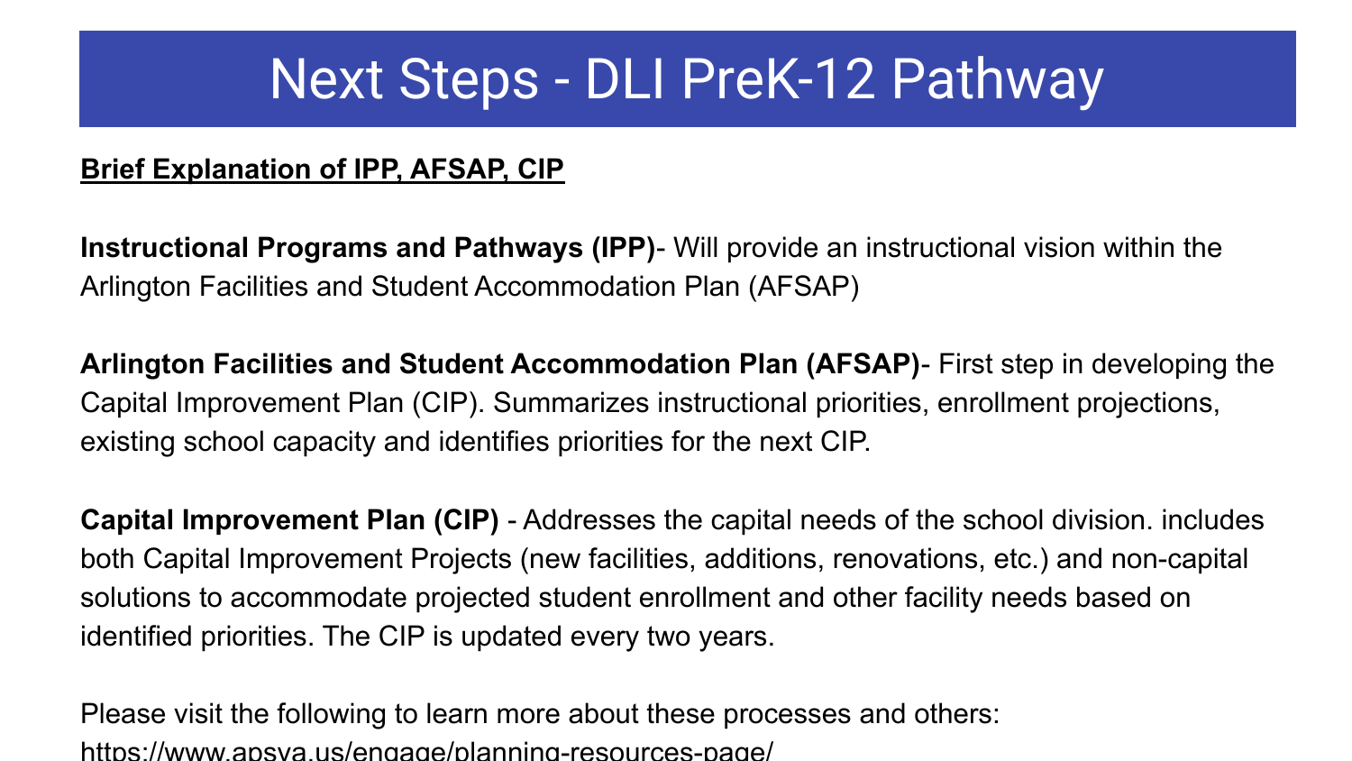# Next Steps - DLI PreK-12 Pathway

**Brief Explanation of IPP, AFSAP, CIP**

**Instructional Programs and Pathways (IPP)**- Will provide an instructional vision within the Arlington Facilities and Student Accommodation Plan (AFSAP)

**Arlington Facilities and Student Accommodation Plan (AFSAP)**- First step in developing the Capital Improvement Plan (CIP). Summarizes instructional priorities, enrollment projections, existing school capacity and identifies priorities for the next CIP.

**Capital Improvement Plan (CIP)** - Addresses the capital needs of the school division. includes both Capital Improvement Projects (new facilities, additions, renovations, etc.) and non-capital solutions to accommodate projected student enrollment and other facility needs based on identified priorities. The CIP is updated every two years.

Please visit the following to learn more about these processes and others:
https://www.apsva.us/engage/planning-resources-page/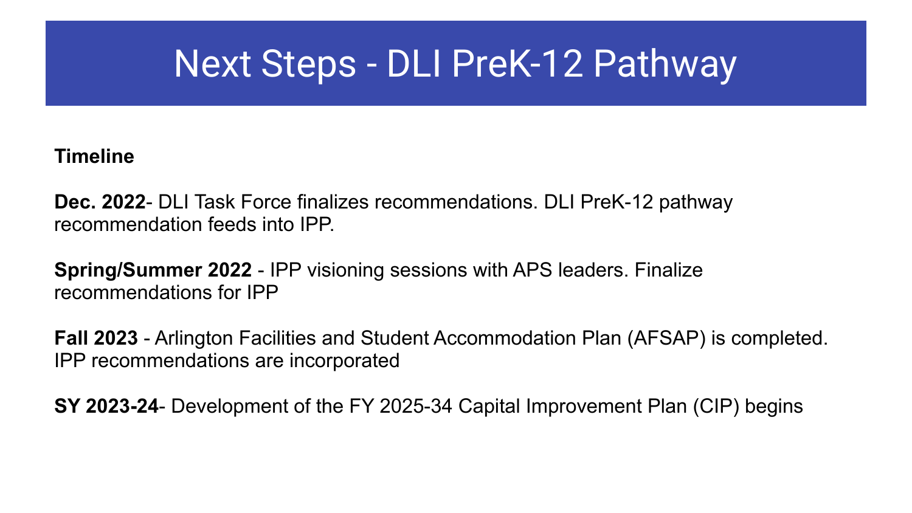# Next Steps - DLI PreK-12 Pathway

**Timeline**

**Dec. 2022**- DLI Task Force finalizes recommendations. DLI PreK-12 pathway recommendation feeds into IPP.

**Spring/Summer 2022** - IPP visioning sessions with APS leaders. Finalize recommendations for IPP

**Fall 2023** - Arlington Facilities and Student Accommodation Plan (AFSAP) is completed. IPP recommendations are incorporated

**SY 2023-24**- Development of the FY 2025-34 Capital Improvement Plan (CIP) begins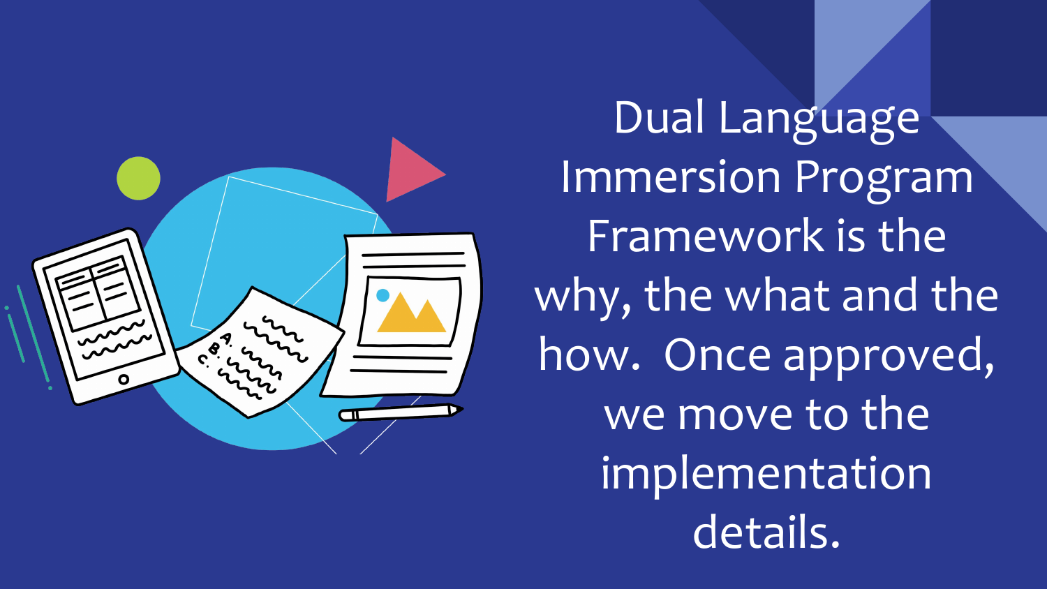Dual Language Immersion Program Framework is the why, the what and the how.  Once approved, we move to the implementation details.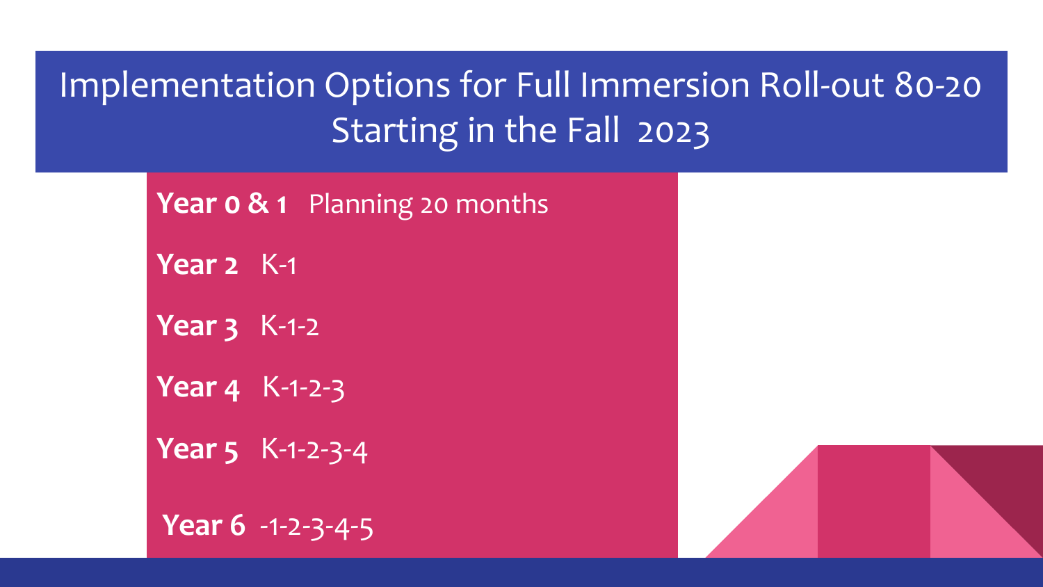# Implementation Options for Full Immersion Roll-out 80-20 Starting in the Fall 2023

**Year 0 & 1** Planning 20 months

**Year 2** K-1

**Year 3** K-1-2

**Year 4** K-1-2-3

**Year 5** K-1-2-3-4

**Year 6** -1-2-3-4-5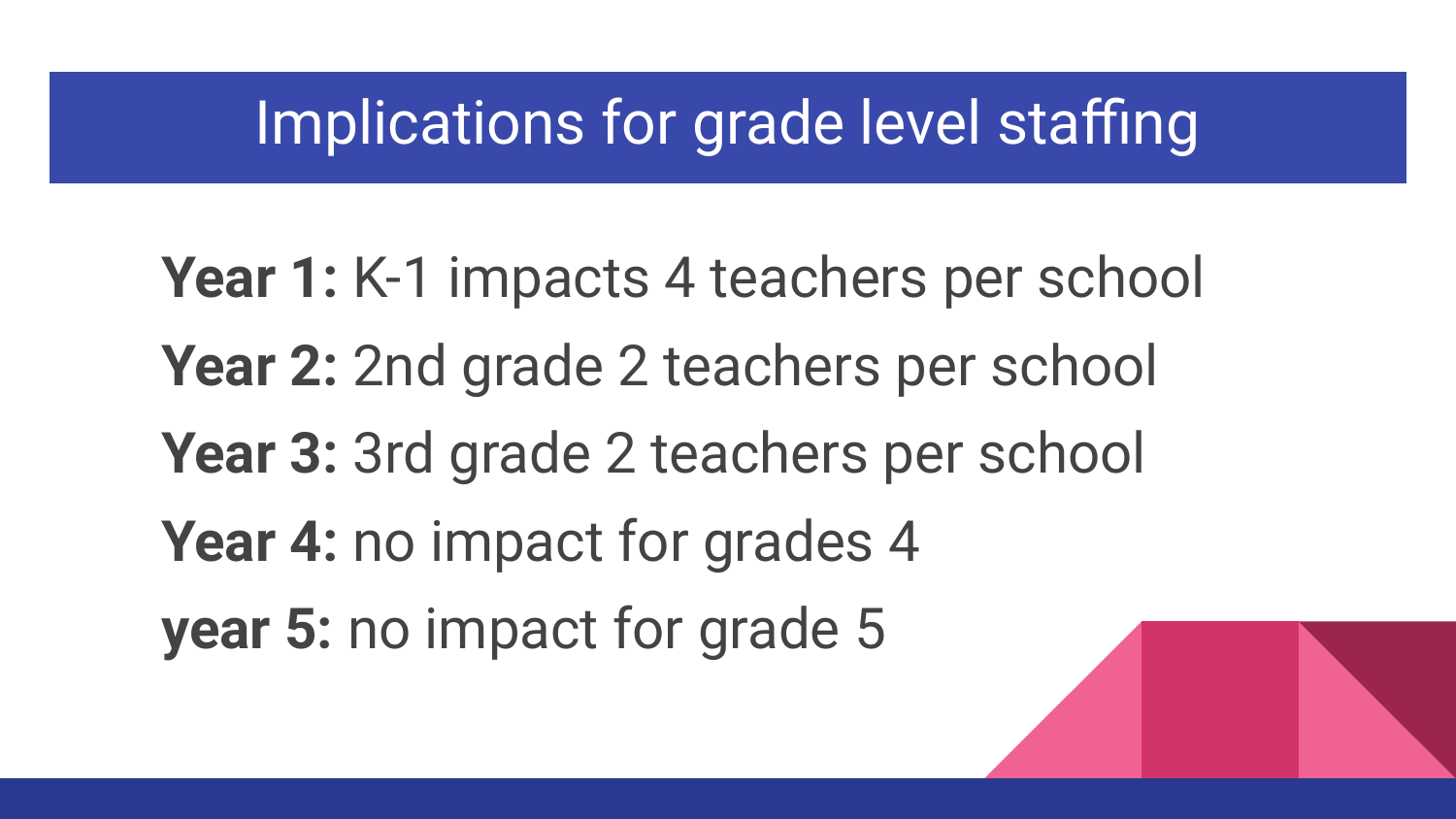# Implications for grade level staffing

**Year 1:** K-1 impacts 4 teachers per school

**Year 2:** 2nd grade 2 teachers per school

**Year 3:** 3rd grade 2 teachers per school

**Year 4:** no impact for grades 4

**year 5:** no impact for grade 5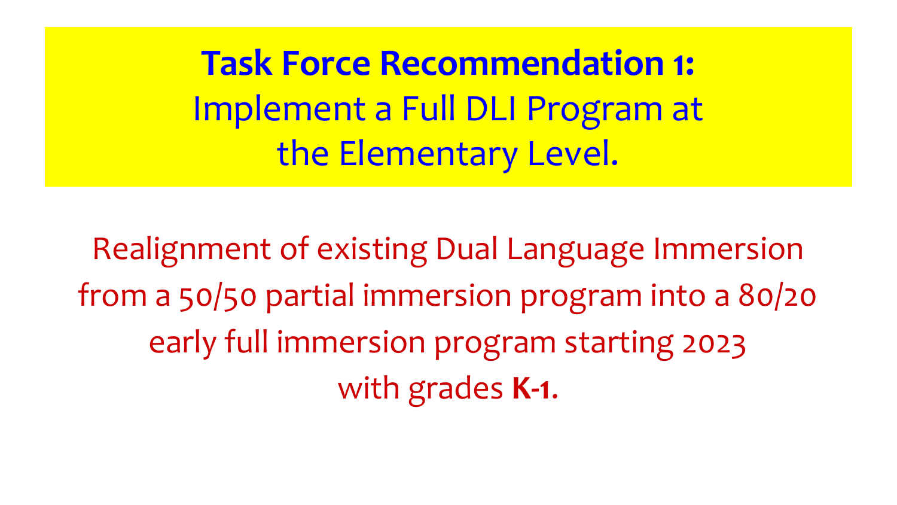## **Task Force Recommendation 1:** Implement a Full DLI Program at the Elementary Level.

Realignment of existing Dual Language Immersion from a 50/50 partial immersion program into a 80/20 early full immersion program starting 2023 with grades **K-1.**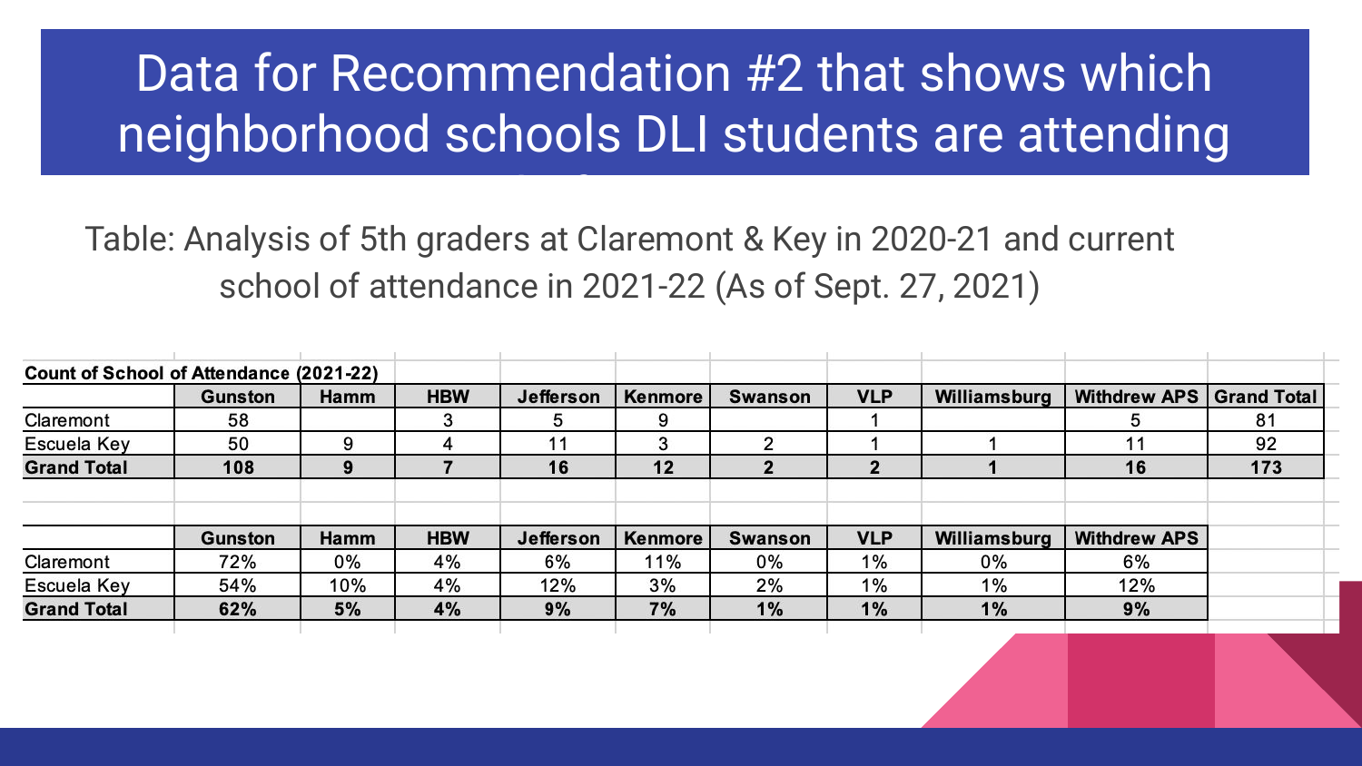# Data for Recommendation #2 that shows which neighborhood schools DLI students are attending

Table: Analysis of 5th graders at Claremont & Key in 2020-21 and current school of attendance in 2021-22 (As of Sept. 27, 2021)

**Count of School of Attendance (2021-22)**

| | Gunston | Hamm | HBW | Jefferson | Kenmore | Swanson | VLP | Williamsburg | Withdrew APS | Grand Total |
|---|---|---|---|---|---|---|---|---|---|---|
| Claremont | 58 | | 3 | 5 | 9 | | 1 | | 5 | 81 |
| Escuela Key | 50 | 9 | 4 | 11 | 3 | 2 | 1 | 1 | 11 | 92 |
| **Grand Total** | **108** | **9** | **7** | **16** | **12** | **2** | **2** | **1** | **16** | **173** |

| | Gunston | Hamm | HBW | Jefferson | Kenmore | Swanson | VLP | Williamsburg | Withdrew APS |
|---|---|---|---|---|---|---|---|---|---|
| Claremont | 72% | 0% | 4% | 6% | 11% | 0% | 1% | 0% | 6% |
| Escuela Key | 54% | 10% | 4% | 12% | 3% | 2% | 1% | 1% | 12% |
| **Grand Total** | **62%** | **5%** | **4%** | **9%** | **7%** | **1%** | **1%** | **1%** | **9%** |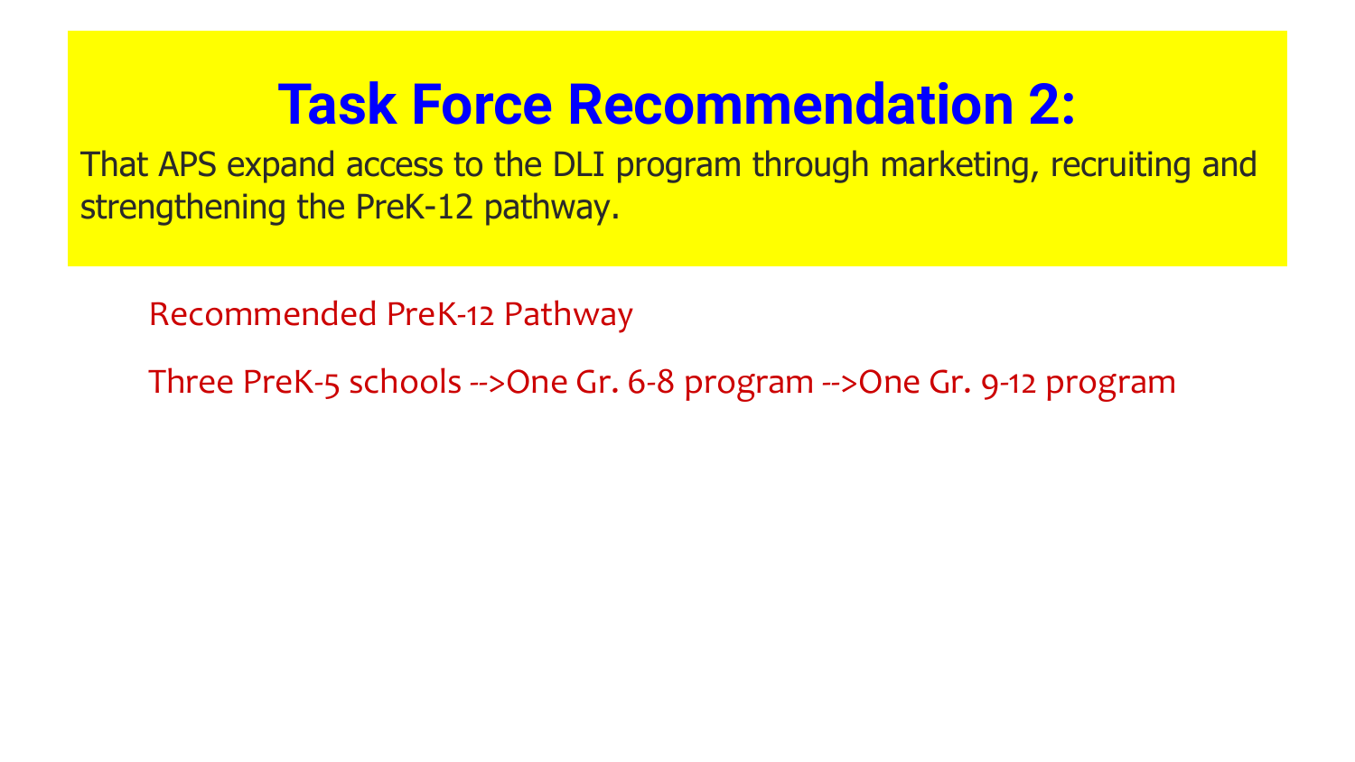# Task Force Recommendation 2:

That APS expand access to the DLI program through marketing, recruiting and strengthening the PreK-12 pathway.

Recommended PreK-12 Pathway

Three PreK-5 schools -->One Gr. 6-8 program -->One Gr. 9-12 program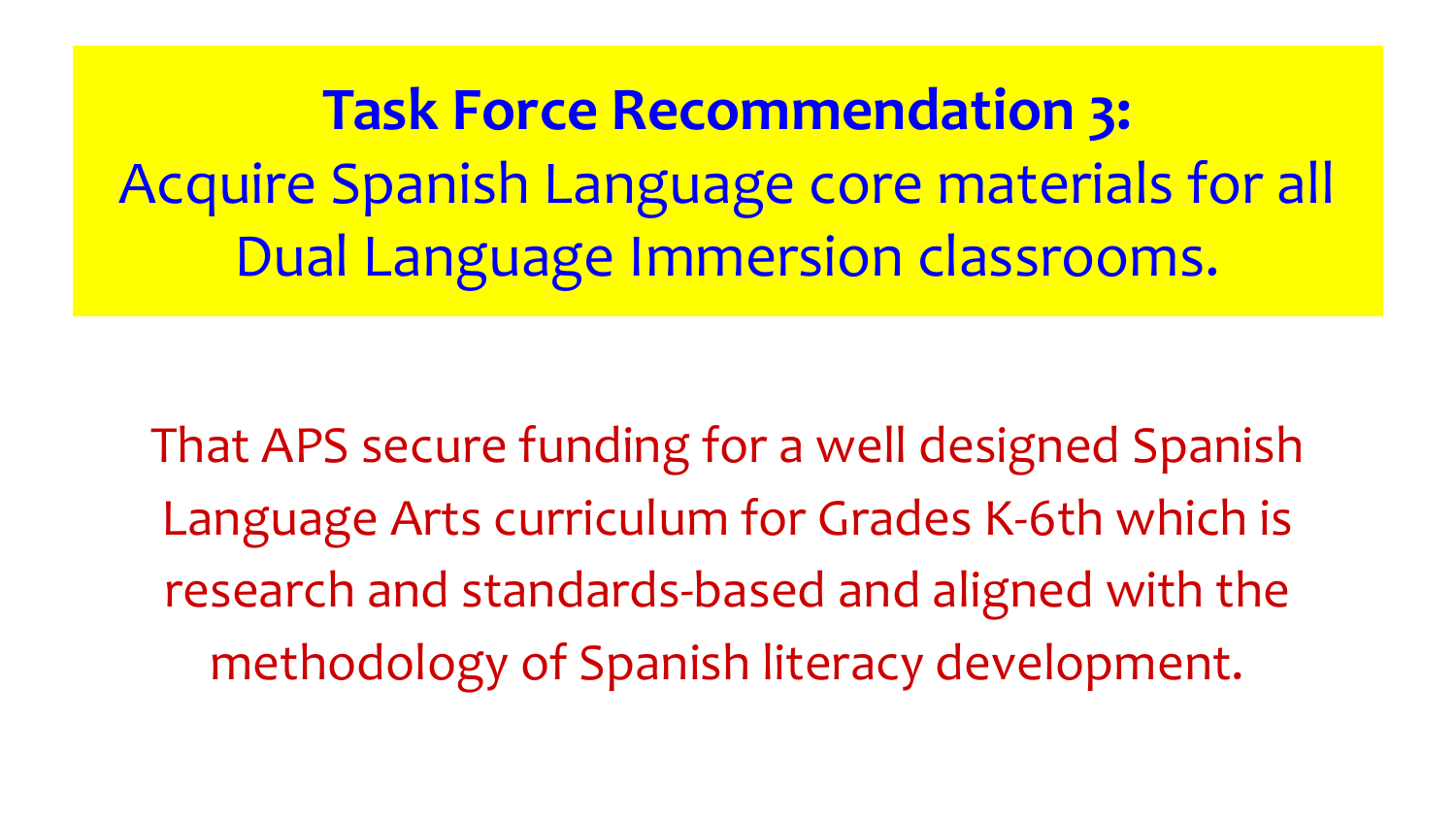## Task Force Recommendation 3:

Acquire Spanish Language core materials for all Dual Language Immersion classrooms.

That APS secure funding for a well designed Spanish Language Arts curriculum for Grades K-6th which is research and standards-based and aligned with the methodology of Spanish literacy development.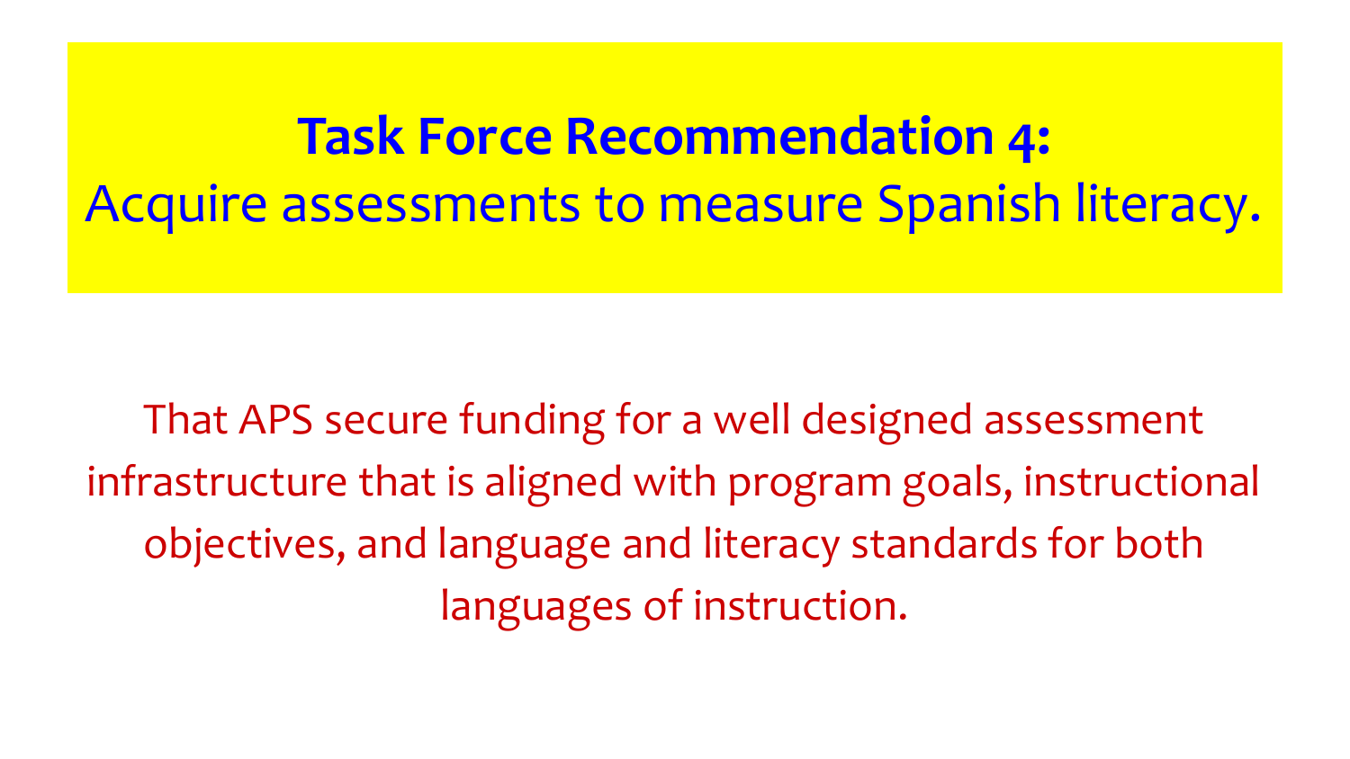# **Task Force Recommendation 4:** Acquire assessments to measure Spanish literacy.

That APS secure funding for a well designed assessment infrastructure that is aligned with program goals, instructional objectives, and language and literacy standards for both languages of instruction.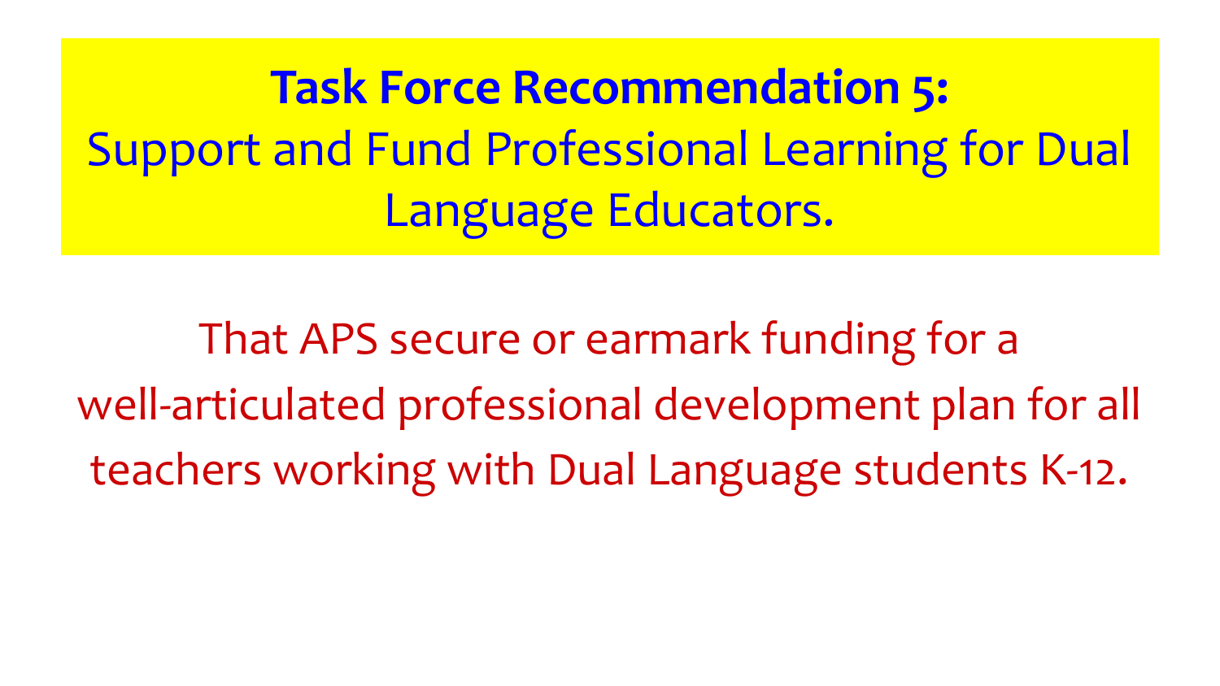## **Task Force Recommendation 5:**
## Support and Fund Professional Learning for Dual Language Educators.

That APS secure or earmark funding for a well-articulated professional development plan for all teachers working with Dual Language students K-12.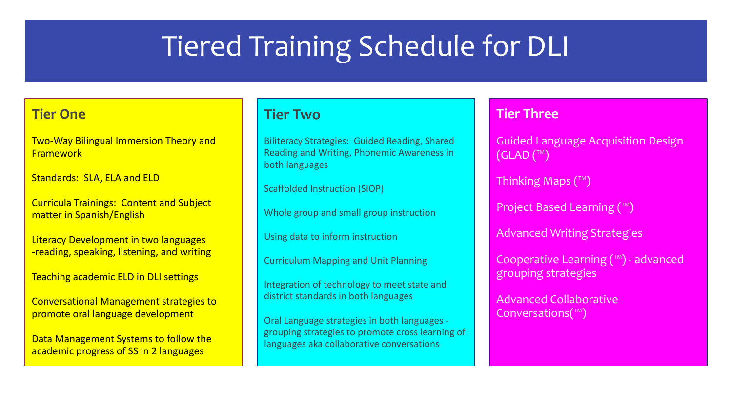# Tiered Training Schedule for DLI

## Tier One

Two-Way Bilingual Immersion Theory and Framework

Standards: SLA, ELA and ELD

Curricula Trainings: Content and Subject matter in Spanish/English

Literacy Development in two languages -reading, speaking, listening, and writing

Teaching academic ELD in DLI settings

Conversational Management strategies to promote oral language development

Data Management Systems to follow the academic progress of SS in 2 languages

## Tier Two

Biliteracy Strategies: Guided Reading, Shared Reading and Writing, Phonemic Awareness in both languages

Scaffolded Instruction (SIOP)

Whole group and small group instruction

Using data to inform instruction

Curriculum Mapping and Unit Planning

Integration of technology to meet state and district standards in both languages

Oral Language strategies in both languages - grouping strategies to promote cross learning of languages aka collaborative conversations

## Tier Three

Guided Language Acquisition Design (GLAD (™)

Thinking Maps (™)

Project Based Learning (™)

Advanced Writing Strategies

Cooperative Learning (™) - advanced grouping strategies

Advanced Collaborative Conversations(™)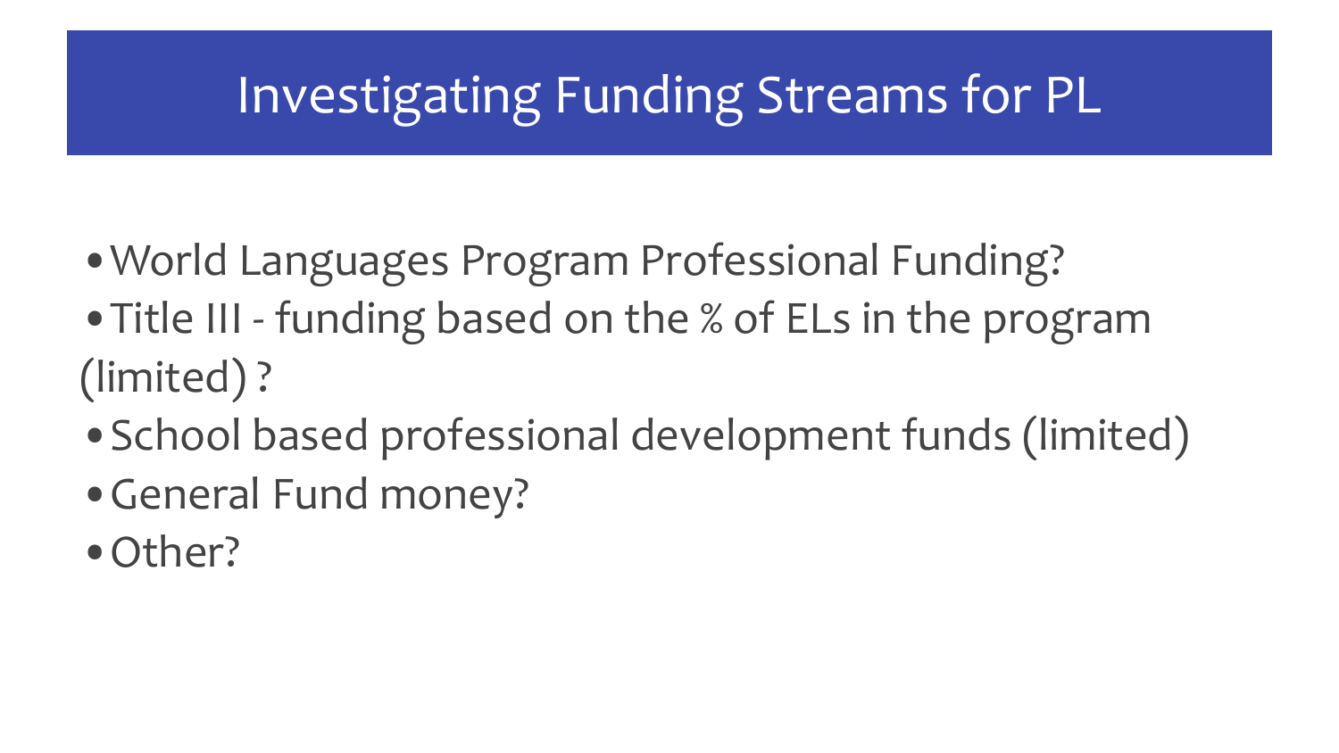# Investigating Funding Streams for PL

- World Languages Program Professional Funding?
- Title III - funding based on the % of ELs in the program (limited) ?
- School based professional development funds (limited)
- General Fund money?
- Other?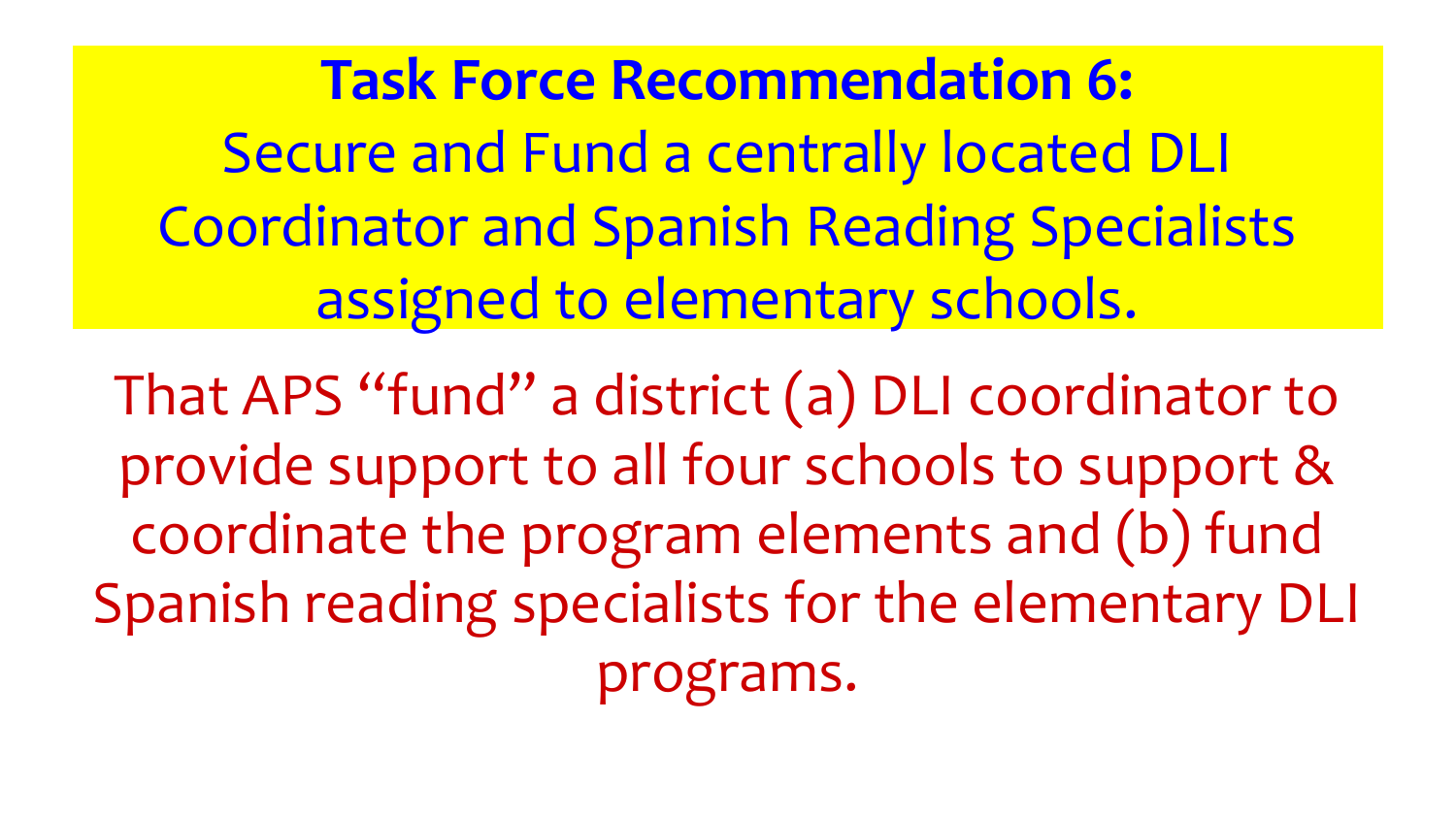**Task Force Recommendation 6:**
Secure and Fund a centrally located DLI Coordinator and Spanish Reading Specialists assigned to elementary schools.

That APS "fund" a district (a) DLI coordinator to provide support to all four schools to support & coordinate the program elements and (b) fund Spanish reading specialists for the elementary DLI programs.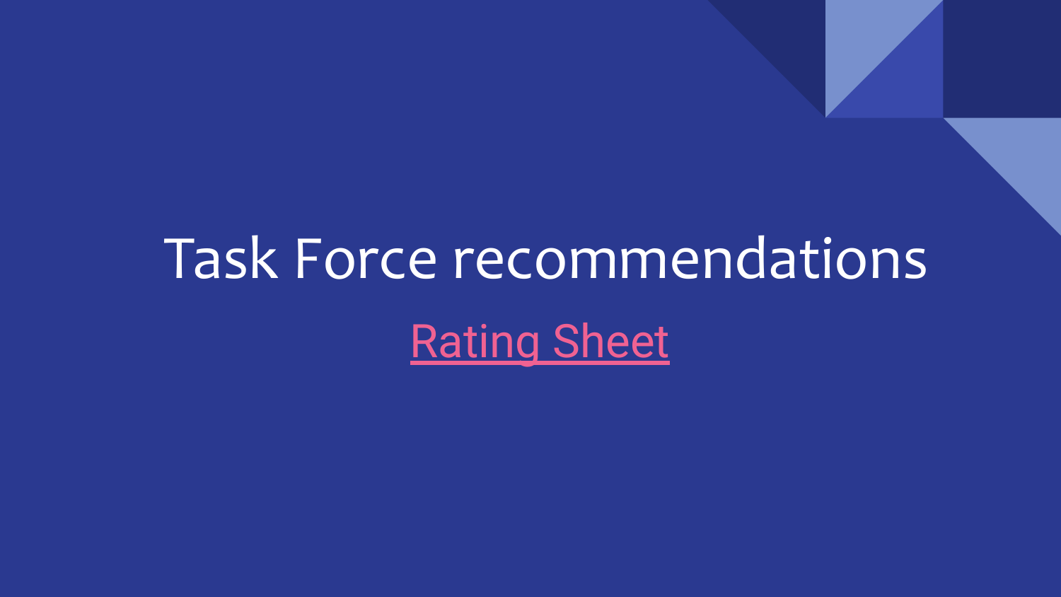# Task Force recommendations

Rating Sheet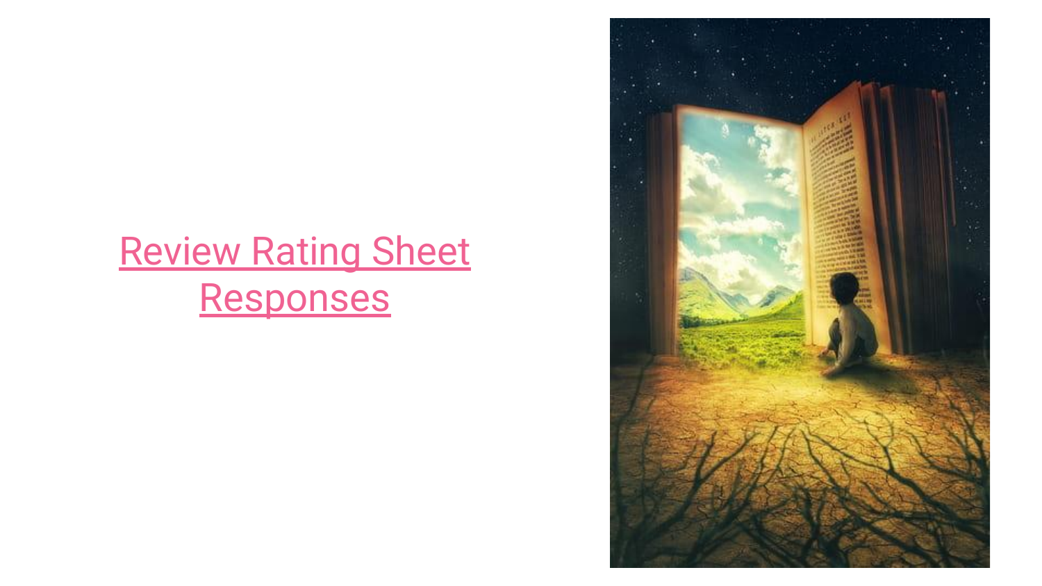[Review Rating Sheet Responses]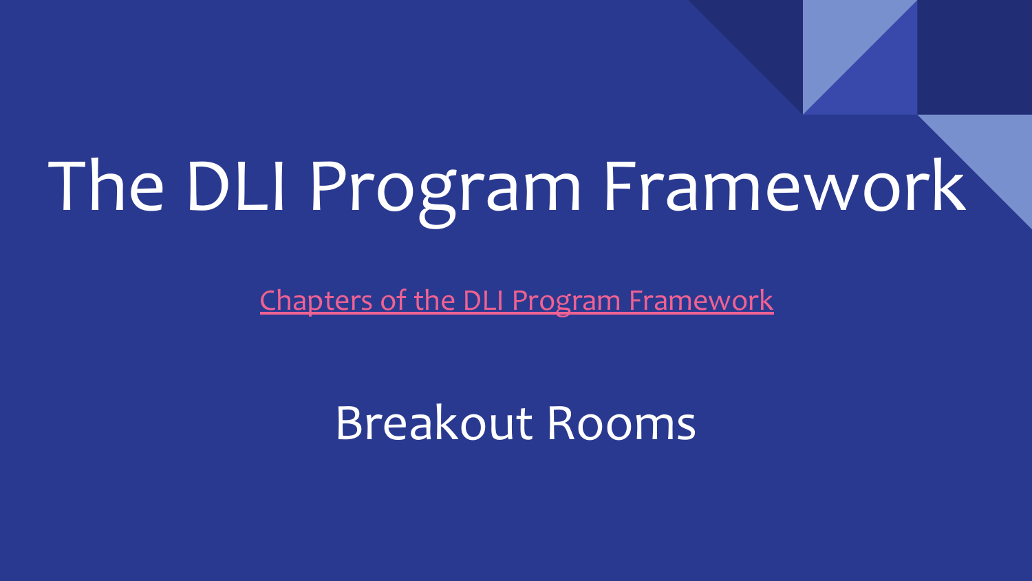# The DLI Program Framework

Chapters of the DLI Program Framework

Breakout Rooms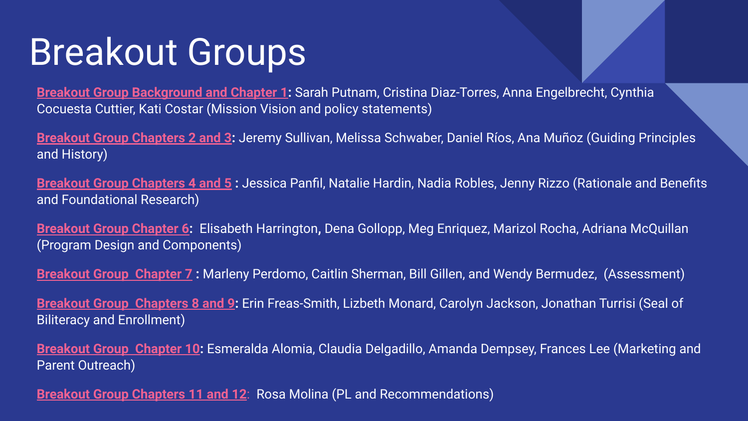# Breakout Groups

**Breakout Group Background and Chapter 1:** Sarah Putnam, Cristina Diaz-Torres, Anna Engelbrecht, Cynthia Cocuesta Cuttier, Kati Costar (Mission Vision and policy statements)

**Breakout Group Chapters 2 and 3:** Jeremy Sullivan, Melissa Schwaber, Daniel Ríos, Ana Muñoz (Guiding Principles and History)

**Breakout Group Chapters 4 and 5 :** Jessica Panfil, Natalie Hardin, Nadia Robles, Jenny Rizzo (Rationale and Benefits and Foundational Research)

**Breakout Group Chapter 6:** Elisabeth Harrington, Dena Gollopp, Meg Enriquez, Marizol Rocha, Adriana McQuillan (Program Design and Components)

**Breakout Group Chapter 7 :** Marleny Perdomo, Caitlin Sherman, Bill Gillen, and Wendy Bermudez, (Assessment)

**Breakout Group Chapters 8 and 9:** Erin Freas-Smith, Lizbeth Monard, Carolyn Jackson, Jonathan Turrisi (Seal of Biliteracy and Enrollment)

**Breakout Group Chapter 10:** Esmeralda Alomia, Claudia Delgadillo, Amanda Dempsey, Frances Lee (Marketing and Parent Outreach)

**Breakout Group Chapters 11 and 12**: Rosa Molina (PL and Recommendations)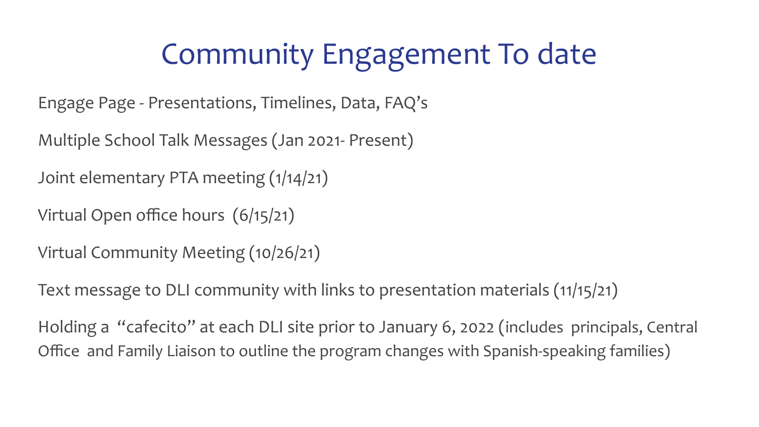# Community Engagement To date

Engage Page - Presentations, Timelines, Data, FAQ's

Multiple School Talk Messages (Jan 2021- Present)

Joint elementary PTA meeting (1/14/21)

Virtual Open office hours (6/15/21)

Virtual Community Meeting (10/26/21)

Text message to DLI community with links to presentation materials (11/15/21)

Holding a "cafecito" at each DLI site prior to January 6, 2022 (includes principals, Central Office and Family Liaison to outline the program changes with Spanish-speaking families)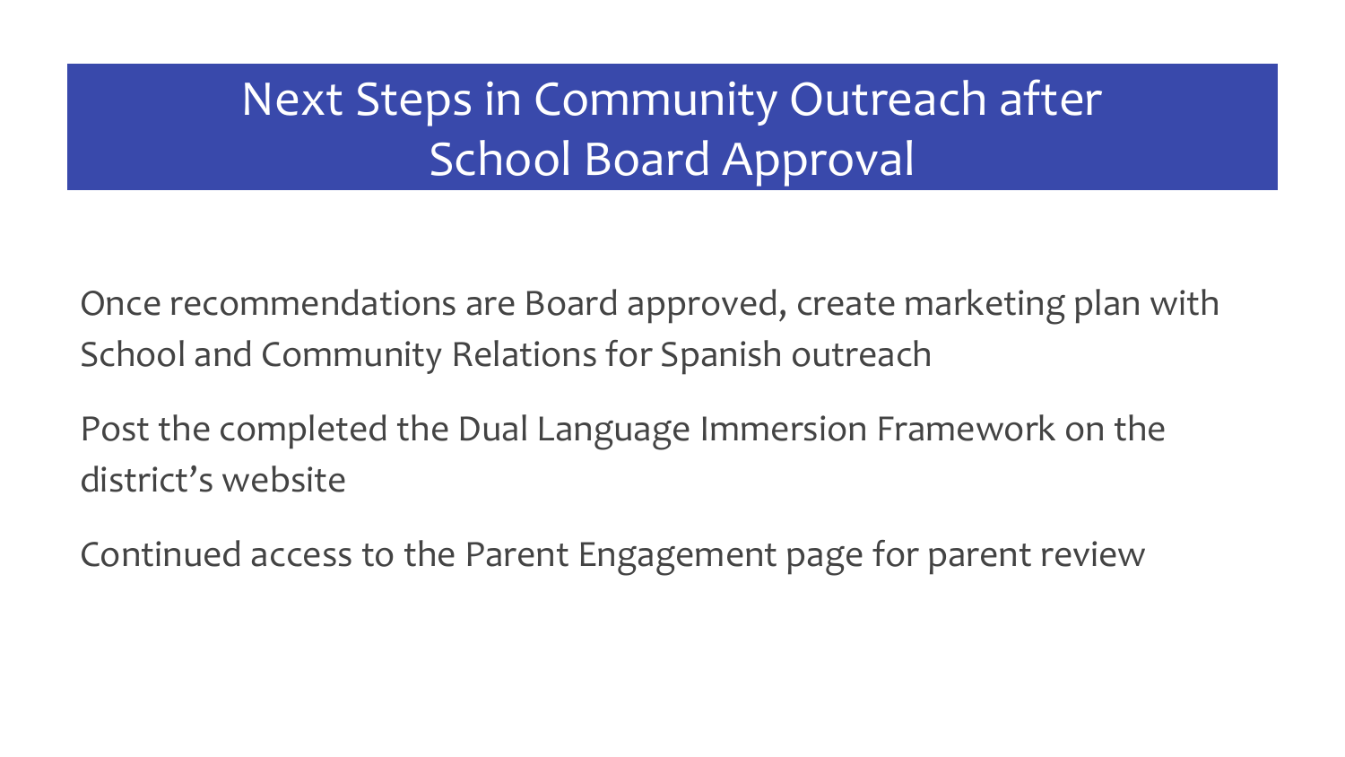# Next Steps in Community Outreach after School Board Approval

Once recommendations are Board approved, create marketing plan with School and Community Relations for Spanish outreach

Post the completed the Dual Language Immersion Framework on the district's website

Continued access to the Parent Engagement page for parent review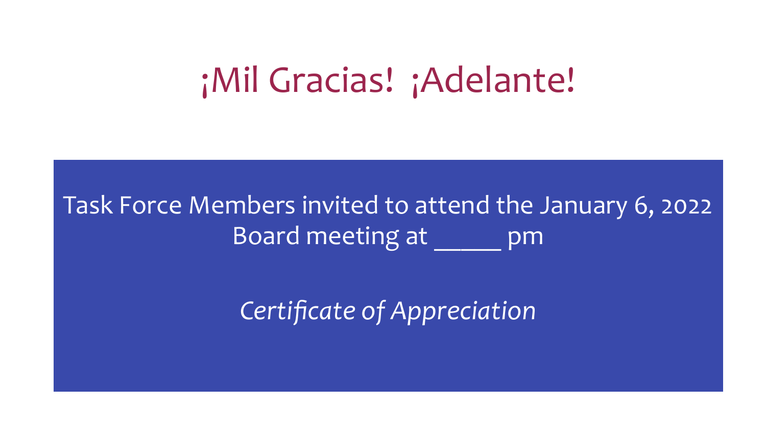# ¡Mil Gracias!  ¡Adelante!

Task Force Members invited to attend the January 6, 2022 Board meeting at _____ pm

*Certificate of Appreciation*